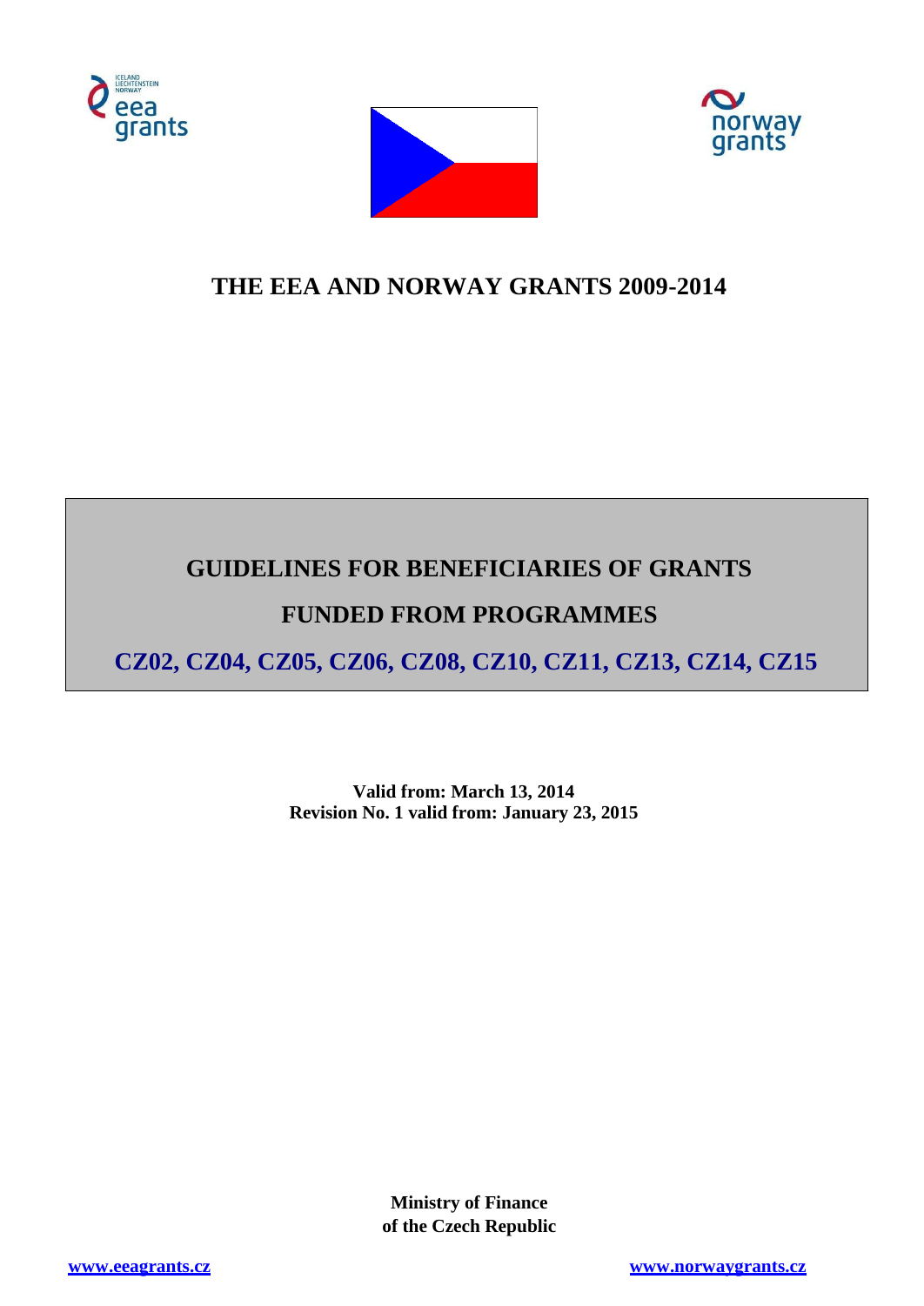# THE EEA AND NORWAY GRANTS 2009-2014

## GUIDELINES FOR BENEFICIARIES OF GRANTS

## FUNDED FROM PROGRAMMES

## CZ02, CZ04, CZ05, CZ06, CZ08, CZ10, CZ11, CZ13, CZ14, CZ15

**Valid from: March 13, 2014**
**Revision No. 1 valid from: January 23, 2015**

**Ministry of Finance**
**of the Czech Republic**

www.eeagrants.cz

www.norwaygrants.cz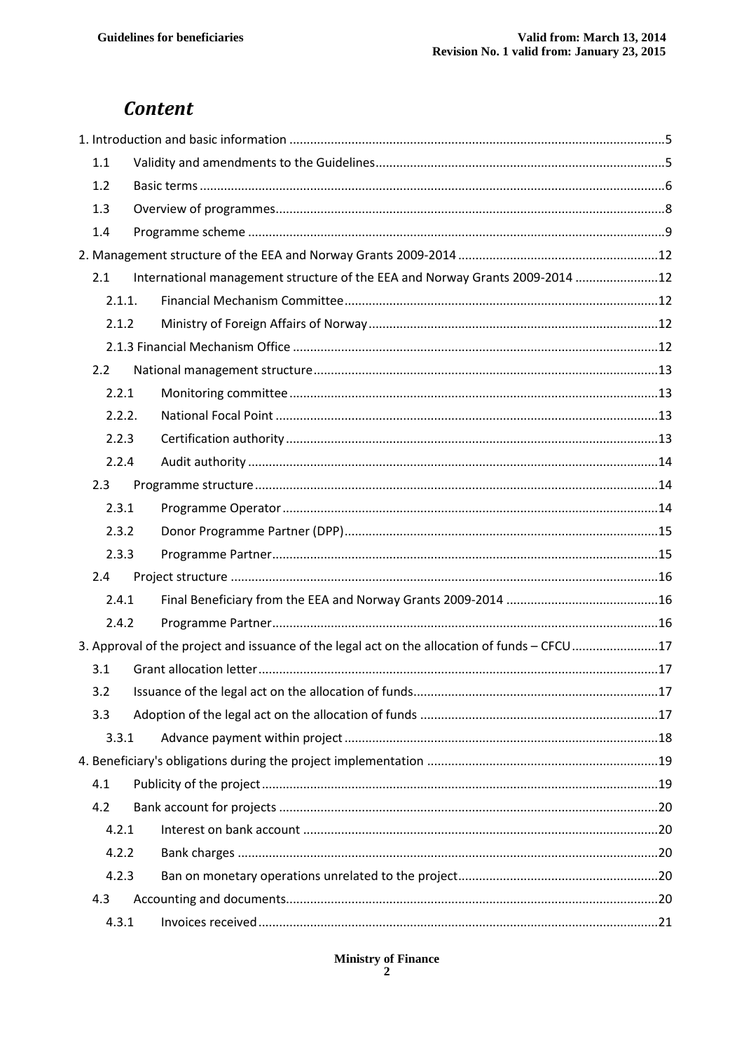## Content

1. Introduction and basic information ........................................................................................................5
   - 1.1 Validity and amendments to the Guidelines.................................................................................5
   - 1.2 Basic terms .........................................................................................................................................6
   - 1.3 Overview of programmes...................................................................................................................8
   - 1.4 Programme scheme ...........................................................................................................................9
2. Management structure of the EEA and Norway Grants 2009-2014 ...........................................................12
   - 2.1 International management structure of the EEA and Norway Grants 2009-2014 ........................12
     - 2.1.1. Financial Mechanism Committee...........................................................................................12
     - 2.1.2 Ministry of Foreign Affairs of Norway....................................................................................12
     - 2.1.3 Financial Mechanism Office .........................................................................................................12
   - 2.2 National management structure....................................................................................................13
     - 2.2.1 Monitoring committee ...........................................................................................................13
     - 2.2.2. National Focal Point ...............................................................................................................13
     - 2.2.3 Certification authority ............................................................................................................13
     - 2.2.4 Audit authority .......................................................................................................................14
   - 2.3 Programme structure .....................................................................................................................14
     - 2.3.1 Programme Operator .............................................................................................................14
     - 2.3.2 Donor Programme Partner (DPP)...........................................................................................15
     - 2.3.3 Programme Partner................................................................................................................15
   - 2.4 Project structure ............................................................................................................................16
     - 2.4.1 Final Beneficiary from the EEA and Norway Grants 2009-2014 ............................................16
     - 2.4.2 Programme Partner................................................................................................................16
3. Approval of the project and issuance of the legal act on the allocation of funds – CFCU .........................17
   - 3.1 Grant allocation letter....................................................................................................................17
   - 3.2 Issuance of the legal act on the allocation of funds.......................................................................17
   - 3.3 Adoption of the legal act on the allocation of funds .....................................................................17
     - 3.3.1 Advance payment within project ...........................................................................................18
4. Beneficiary's obligations during the project implementation ...................................................................19
   - 4.1 Publicity of the project...................................................................................................................19
   - 4.2 Bank account for projects ..............................................................................................................20
     - 4.2.1 Interest on bank account .......................................................................................................20
     - 4.2.2 Bank charges ..........................................................................................................................20
     - 4.2.3 Ban on monetary operations unrelated to the project...........................................................20
   - 4.3 Accounting and documents............................................................................................................20
     - 4.3.1 Invoices received....................................................................................................................21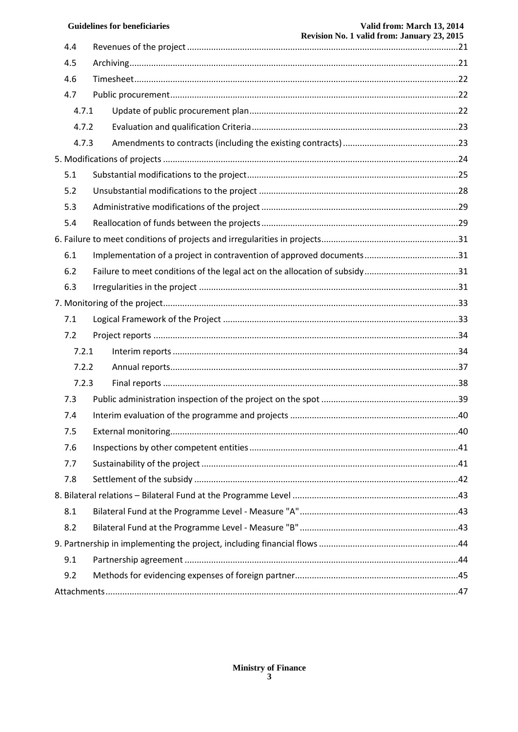| | | |
|---|---|---|
| 4.4 | Revenues of the project | 21 |
| 4.5 | Archiving | 21 |
| 4.6 | Timesheet | 22 |
| 4.7 | Public procurement | 22 |
| 4.7.1 | Update of public procurement plan | 22 |
| 4.7.2 | Evaluation and qualification Criteria | 23 |
| 4.7.3 | Amendments to contracts (including the existing contracts) | 23 |
| 5. Modifications of projects | | 24 |
| 5.1 | Substantial modifications to the project | 25 |
| 5.2 | Unsubstantial modifications to the project | 28 |
| 5.3 | Administrative modifications of the project | 29 |
| 5.4 | Reallocation of funds between the projects | 29 |
| 6. Failure to meet conditions of projects and irregularities in projects | | 31 |
| 6.1 | Implementation of a project in contravention of approved documents | 31 |
| 6.2 | Failure to meet conditions of the legal act on the allocation of subsidy | 31 |
| 6.3 | Irregularities in the project | 31 |
| 7. Monitoring of the project | | 33 |
| 7.1 | Logical Framework of the Project | 33 |
| 7.2 | Project reports | 34 |
| 7.2.1 | Interim reports | 34 |
| 7.2.2 | Annual reports | 37 |
| 7.2.3 | Final reports | 38 |
| 7.3 | Public administration inspection of the project on the spot | 39 |
| 7.4 | Interim evaluation of the programme and projects | 40 |
| 7.5 | External monitoring | 40 |
| 7.6 | Inspections by other competent entities | 41 |
| 7.7 | Sustainability of the project | 41 |
| 7.8 | Settlement of the subsidy | 42 |
| 8. Bilateral relations – Bilateral Fund at the Programme Level | | 43 |
| 8.1 | Bilateral Fund at the Programme Level - Measure "A" | 43 |
| 8.2 | Bilateral Fund at the Programme Level - Measure "B" | 43 |
| 9. Partnership in implementing the project, including financial flows | | 44 |
| 9.1 | Partnership agreement | 44 |
| 9.2 | Methods for evidencing expenses of foreign partner | 45 |
| Attachments | | 47 |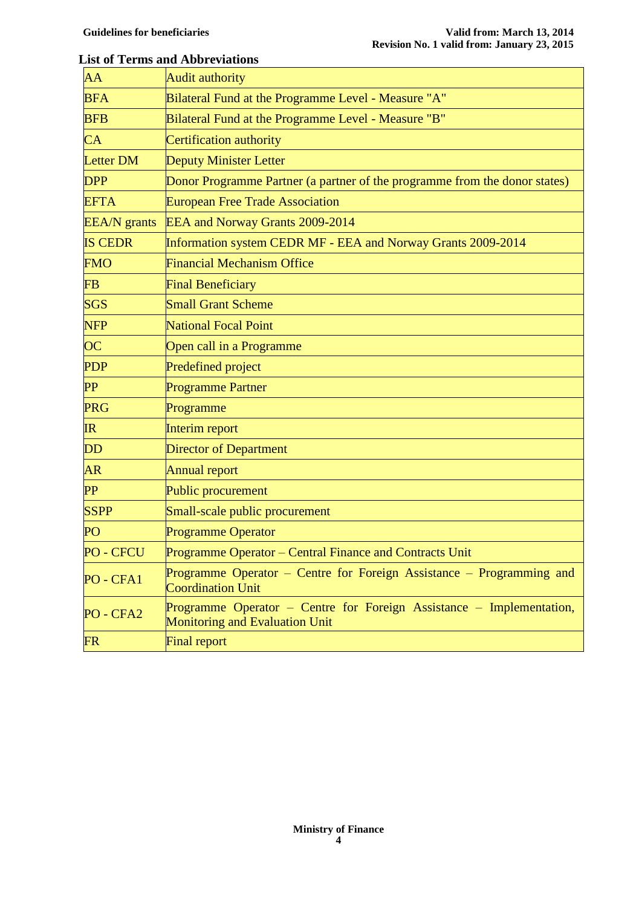## List of Terms and Abbreviations

| | |
|---|---|
| AA | Audit authority |
| BFA | Bilateral Fund at the Programme Level - Measure "A" |
| BFB | Bilateral Fund at the Programme Level - Measure "B" |
| CA | Certification authority |
| Letter DM | Deputy Minister Letter |
| DPP | Donor Programme Partner (a partner of the programme from the donor states) |
| EFTA | European Free Trade Association |
| EEA/N grants | EEA and Norway Grants 2009-2014 |
| IS CEDR | Information system CEDR MF - EEA and Norway Grants 2009-2014 |
| FMO | Financial Mechanism Office |
| FB | Final Beneficiary |
| SGS | Small Grant Scheme |
| NFP | National Focal Point |
| OC | Open call in a Programme |
| PDP | Predefined project |
| PP | Programme Partner |
| PRG | Programme |
| IR | Interim report |
| DD | Director of Department |
| AR | Annual report |
| PP | Public procurement |
| SSPP | Small-scale public procurement |
| PO | Programme Operator |
| PO - CFCU | Programme Operator – Central Finance and Contracts Unit |
| PO - CFA1 | Programme Operator – Centre for Foreign Assistance – Programming and Coordination Unit |
| PO - CFA2 | Programme Operator – Centre for Foreign Assistance – Implementation, Monitoring and Evaluation Unit |
| FR | Final report |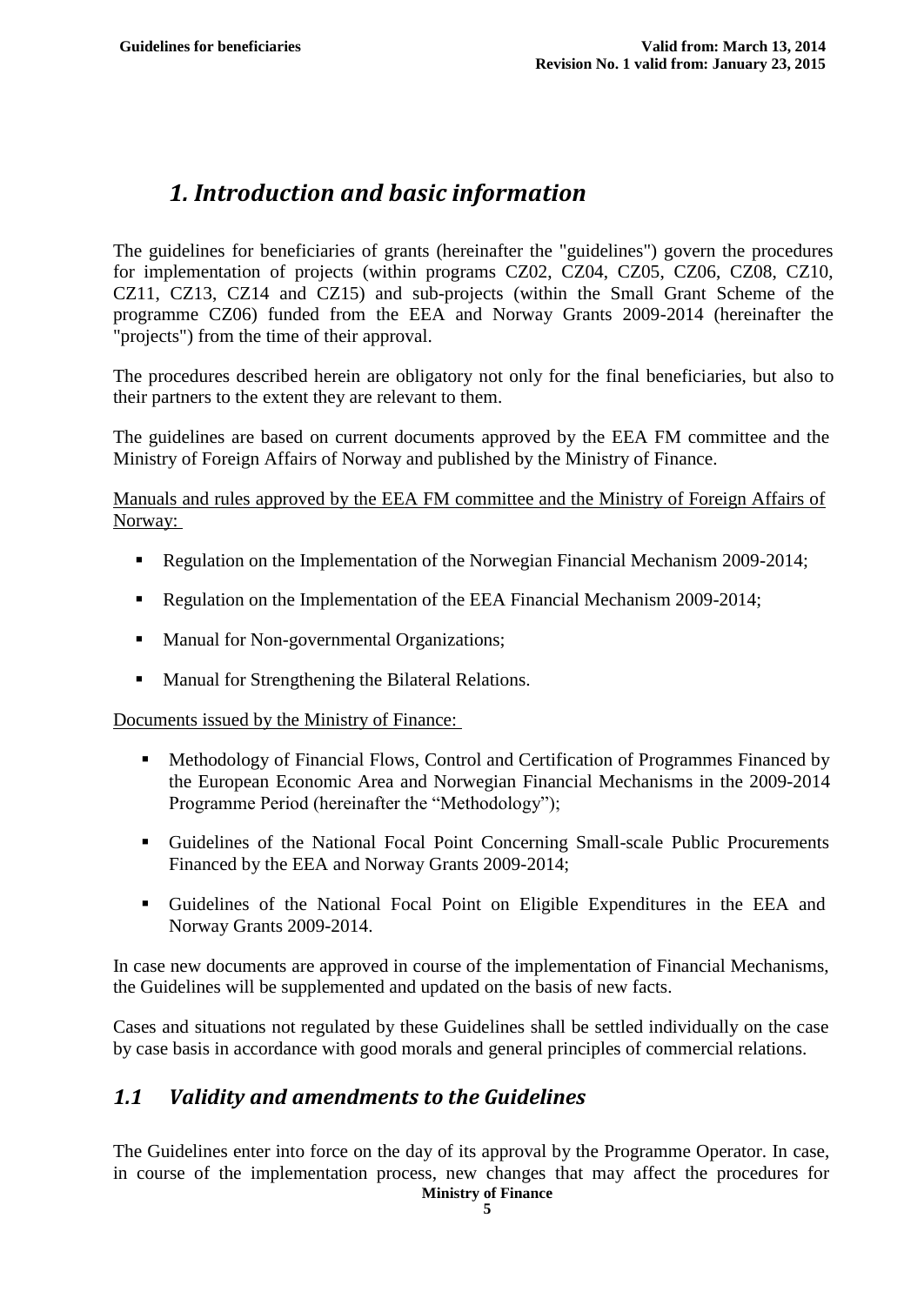# *1. Introduction and basic information*

The guidelines for beneficiaries of grants (hereinafter the "guidelines") govern the procedures for implementation of projects (within programs CZ02, CZ04, CZ05, CZ06, CZ08, CZ10, CZ11, CZ13, CZ14 and CZ15) and sub-projects (within the Small Grant Scheme of the programme CZ06) funded from the EEA and Norway Grants 2009-2014 (hereinafter the "projects") from the time of their approval.

The procedures described herein are obligatory not only for the final beneficiaries, but also to their partners to the extent they are relevant to them.

The guidelines are based on current documents approved by the EEA FM committee and the Ministry of Foreign Affairs of Norway and published by the Ministry of Finance.

Manuals and rules approved by the EEA FM committee and the Ministry of Foreign Affairs of Norway:

- Regulation on the Implementation of the Norwegian Financial Mechanism 2009-2014;
- Regulation on the Implementation of the EEA Financial Mechanism 2009-2014;
- Manual for Non-governmental Organizations;
- Manual for Strengthening the Bilateral Relations.

Documents issued by the Ministry of Finance:

- Methodology of Financial Flows, Control and Certification of Programmes Financed by the European Economic Area and Norwegian Financial Mechanisms in the 2009-2014 Programme Period (hereinafter the "Methodology");
- Guidelines of the National Focal Point Concerning Small-scale Public Procurements Financed by the EEA and Norway Grants 2009-2014;
- Guidelines of the National Focal Point on Eligible Expenditures in the EEA and Norway Grants 2009-2014.

In case new documents are approved in course of the implementation of Financial Mechanisms, the Guidelines will be supplemented and updated on the basis of new facts.

Cases and situations not regulated by these Guidelines shall be settled individually on the case by case basis in accordance with good morals and general principles of commercial relations.

## *1.1 Validity and amendments to the Guidelines*

The Guidelines enter into force on the day of its approval by the Programme Operator. In case, in course of the implementation process, new changes that may affect the procedures for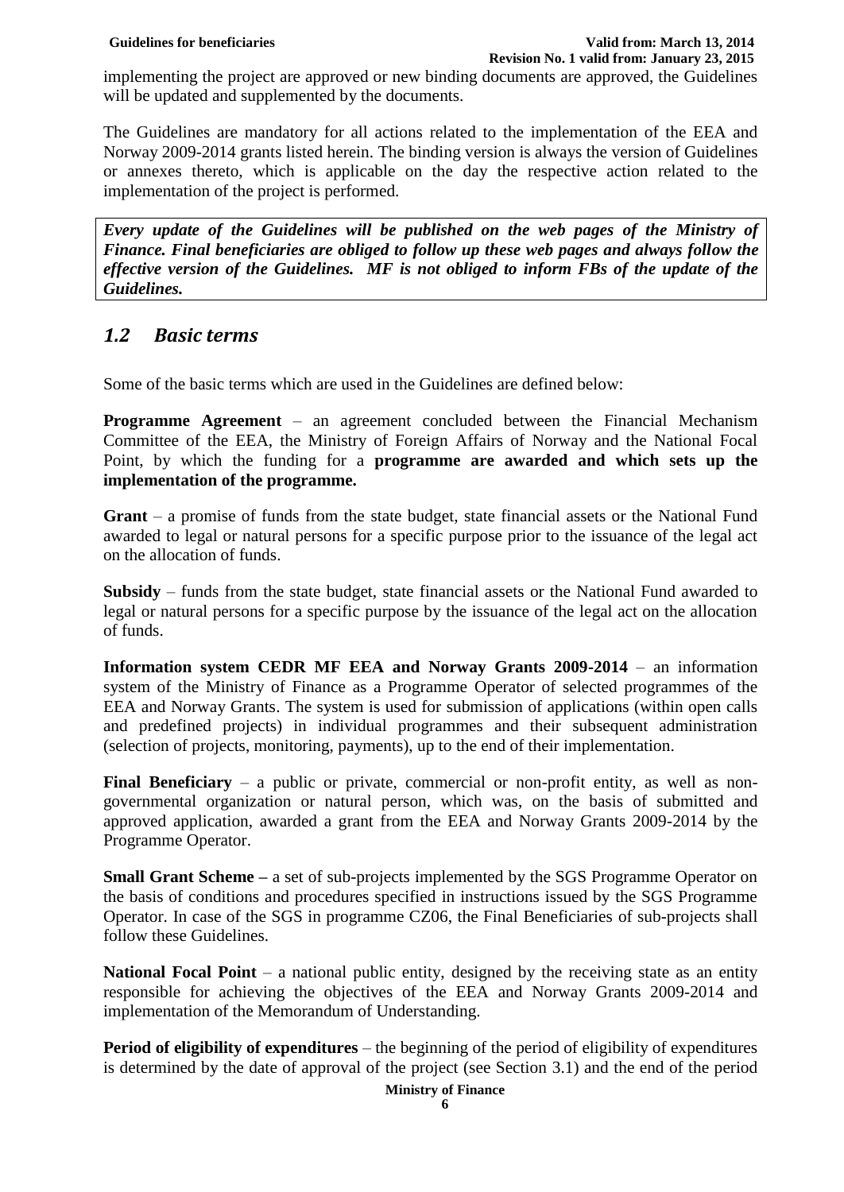implementing the project are approved or new binding documents are approved, the Guidelines will be updated and supplemented by the documents.

The Guidelines are mandatory for all actions related to the implementation of the EEA and Norway 2009-2014 grants listed herein. The binding version is always the version of Guidelines or annexes thereto, which is applicable on the day the respective action related to the implementation of the project is performed.

***Every update of the Guidelines will be published on the web pages of the Ministry of Finance. Final beneficiaries are obliged to follow up these web pages and always follow the effective version of the Guidelines. MF is not obliged to inform FBs of the update of the Guidelines.***

## *1.2 Basic terms*

Some of the basic terms which are used in the Guidelines are defined below:

**Programme Agreement** – an agreement concluded between the Financial Mechanism Committee of the EEA, the Ministry of Foreign Affairs of Norway and the National Focal Point, by which the funding for a **programme are awarded and which sets up the implementation of the programme.**

**Grant** – a promise of funds from the state budget, state financial assets or the National Fund awarded to legal or natural persons for a specific purpose prior to the issuance of the legal act on the allocation of funds.

**Subsidy** – funds from the state budget, state financial assets or the National Fund awarded to legal or natural persons for a specific purpose by the issuance of the legal act on the allocation of funds.

**Information system CEDR MF EEA and Norway Grants 2009-2014** – an information system of the Ministry of Finance as a Programme Operator of selected programmes of the EEA and Norway Grants. The system is used for submission of applications (within open calls and predefined projects) in individual programmes and their subsequent administration (selection of projects, monitoring, payments), up to the end of their implementation.

**Final Beneficiary** – a public or private, commercial or non-profit entity, as well as non-governmental organization or natural person, which was, on the basis of submitted and approved application, awarded a grant from the EEA and Norway Grants 2009-2014 by the Programme Operator.

**Small Grant Scheme –** a set of sub-projects implemented by the SGS Programme Operator on the basis of conditions and procedures specified in instructions issued by the SGS Programme Operator. In case of the SGS in programme CZ06, the Final Beneficiaries of sub-projects shall follow these Guidelines.

**National Focal Point** – a national public entity, designed by the receiving state as an entity responsible for achieving the objectives of the EEA and Norway Grants 2009-2014 and implementation of the Memorandum of Understanding.

**Period of eligibility of expenditures** – the beginning of the period of eligibility of expenditures is determined by the date of approval of the project (see Section 3.1) and the end of the period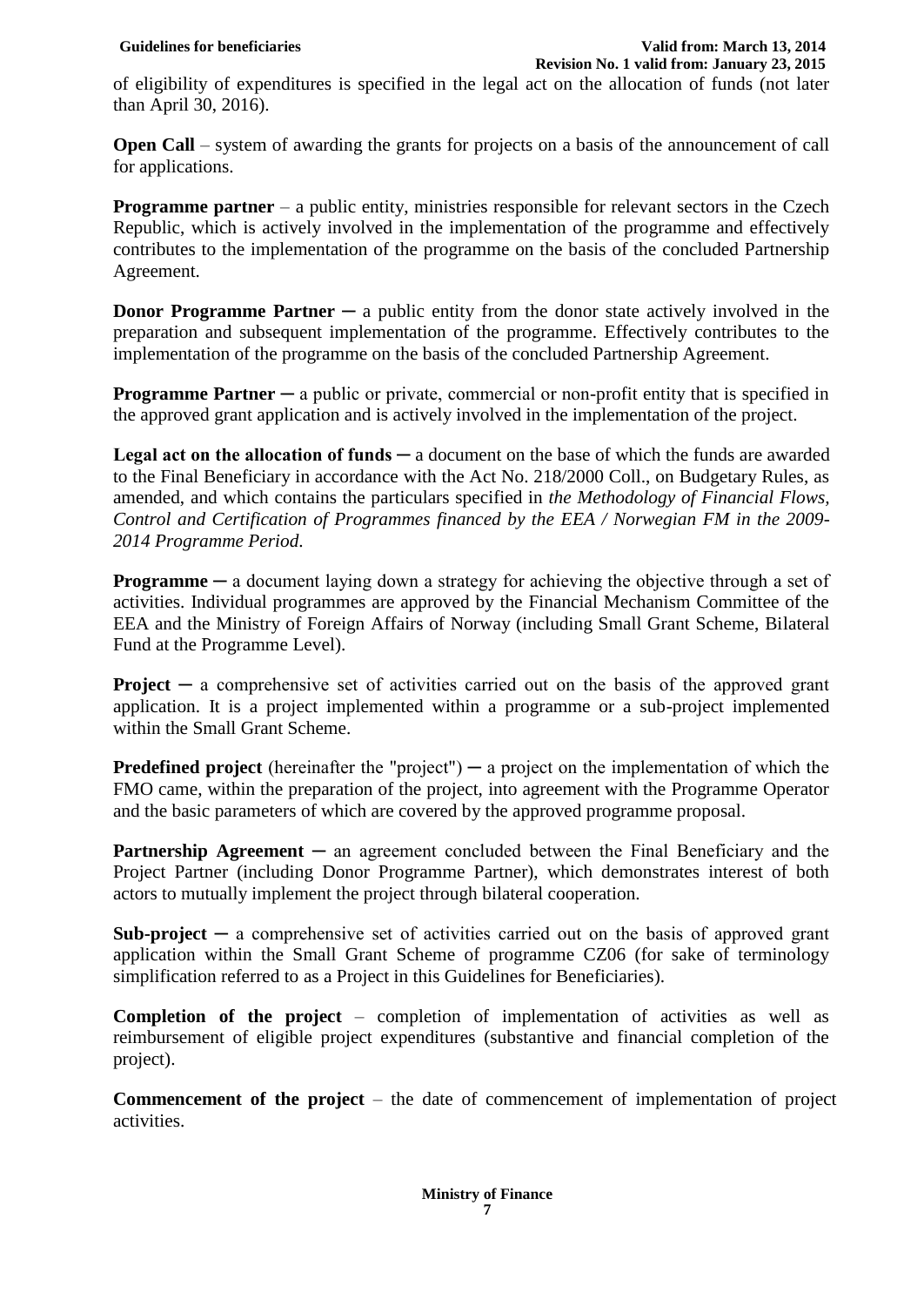of eligibility of expenditures is specified in the legal act on the allocation of funds (not later than April 30, 2016).

**Open Call** – system of awarding the grants for projects on a basis of the announcement of call for applications.

**Programme partner** – a public entity, ministries responsible for relevant sectors in the Czech Republic, which is actively involved in the implementation of the programme and effectively contributes to the implementation of the programme on the basis of the concluded Partnership Agreement.

**Donor Programme Partner** ─ a public entity from the donor state actively involved in the preparation and subsequent implementation of the programme. Effectively contributes to the implementation of the programme on the basis of the concluded Partnership Agreement.

**Programme Partner** ─ a public or private, commercial or non-profit entity that is specified in the approved grant application and is actively involved in the implementation of the project.

**Legal act on the allocation of funds** ─ a document on the base of which the funds are awarded to the Final Beneficiary in accordance with the Act No. 218/2000 Coll., on Budgetary Rules, as amended, and which contains the particulars specified in *the Methodology of Financial Flows, Control and Certification of Programmes financed by the EEA / Norwegian FM in the 2009-2014 Programme Period*.

**Programme** ─ a document laying down a strategy for achieving the objective through a set of activities. Individual programmes are approved by the Financial Mechanism Committee of the EEA and the Ministry of Foreign Affairs of Norway (including Small Grant Scheme, Bilateral Fund at the Programme Level).

**Project** ─ a comprehensive set of activities carried out on the basis of the approved grant application. It is a project implemented within a programme or a sub-project implemented within the Small Grant Scheme.

**Predefined project** (hereinafter the "project") ─ a project on the implementation of which the FMO came, within the preparation of the project, into agreement with the Programme Operator and the basic parameters of which are covered by the approved programme proposal.

**Partnership Agreement** ─ an agreement concluded between the Final Beneficiary and the Project Partner (including Donor Programme Partner), which demonstrates interest of both actors to mutually implement the project through bilateral cooperation.

**Sub-project** ─ a comprehensive set of activities carried out on the basis of approved grant application within the Small Grant Scheme of programme CZ06 (for sake of terminology simplification referred to as a Project in this Guidelines for Beneficiaries).

**Completion of the project** – completion of implementation of activities as well as reimbursement of eligible project expenditures (substantive and financial completion of the project).

**Commencement of the project** – the date of commencement of implementation of project activities.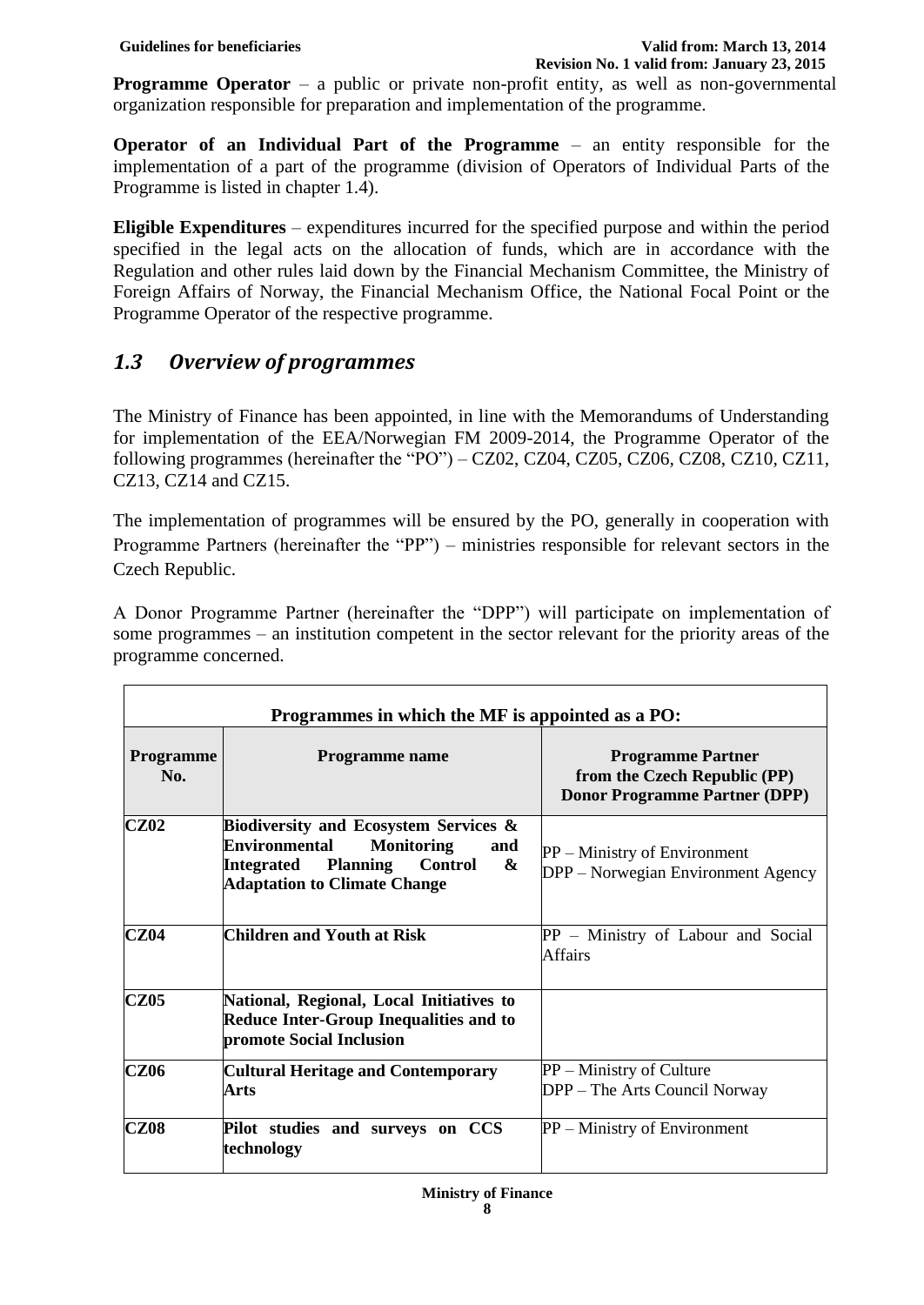**Programme Operator** – a public or private non-profit entity, as well as non-governmental organization responsible for preparation and implementation of the programme.

**Operator of an Individual Part of the Programme** – an entity responsible for the implementation of a part of the programme (division of Operators of Individual Parts of the Programme is listed in chapter 1.4).

**Eligible Expenditures** – expenditures incurred for the specified purpose and within the period specified in the legal acts on the allocation of funds, which are in accordance with the Regulation and other rules laid down by the Financial Mechanism Committee, the Ministry of Foreign Affairs of Norway, the Financial Mechanism Office, the National Focal Point or the Programme Operator of the respective programme.

## *1.3 Overview of programmes*

The Ministry of Finance has been appointed, in line with the Memorandums of Understanding for implementation of the EEA/Norwegian FM 2009-2014, the Programme Operator of the following programmes (hereinafter the "PO") – CZ02, CZ04, CZ05, CZ06, CZ08, CZ10, CZ11, CZ13, CZ14 and CZ15.

The implementation of programmes will be ensured by the PO, generally in cooperation with Programme Partners (hereinafter the "PP") – ministries responsible for relevant sectors in the Czech Republic.

A Donor Programme Partner (hereinafter the "DPP") will participate on implementation of some programmes – an institution competent in the sector relevant for the priority areas of the programme concerned.

| **Programmes in which the MF is appointed as a PO:** | | |
|---|---|---|
| **Programme No.** | **Programme name** | **Programme Partner from the Czech Republic (PP) Donor Programme Partner (DPP)** |
| **CZ02** | **Biodiversity and Ecosystem Services & Environmental Monitoring and Integrated Planning Control & Adaptation to Climate Change** | PP – Ministry of Environment<br>DPP – Norwegian Environment Agency |
| **CZ04** | **Children and Youth at Risk** | PP – Ministry of Labour and Social Affairs |
| **CZ05** | **National, Regional, Local Initiatives to Reduce Inter-Group Inequalities and to promote Social Inclusion** | |
| **CZ06** | **Cultural Heritage and Contemporary Arts** | PP – Ministry of Culture<br>DPP – The Arts Council Norway |
| **CZ08** | **Pilot studies and surveys on CCS technology** | PP – Ministry of Environment |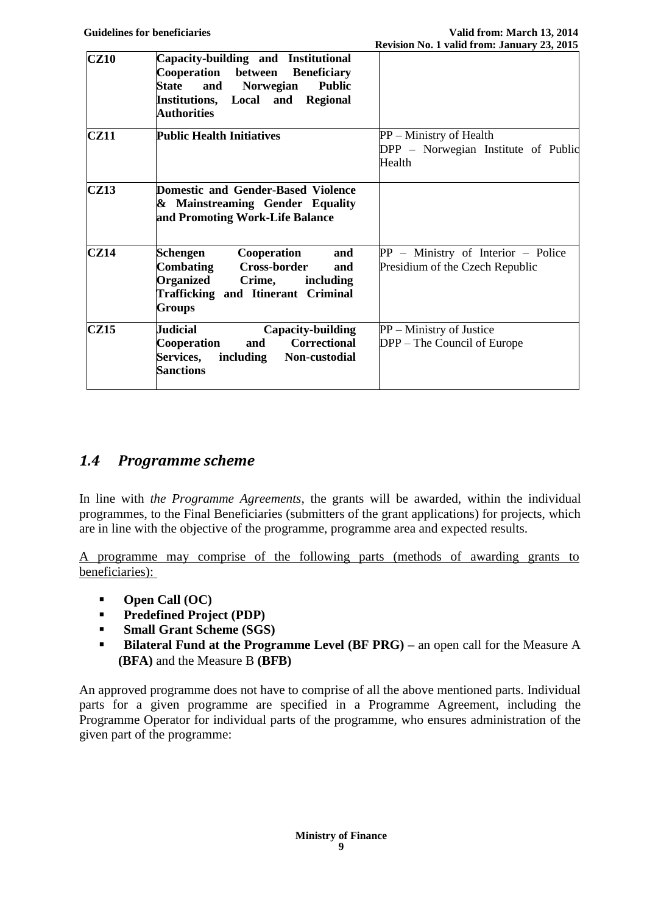| | | |
|---|---|---|
| **CZ10** | **Capacity-building and Institutional Cooperation between Beneficiary State and Norwegian Public Institutions, Local and Regional Authorities** | |
| **CZ11** | **Public Health Initiatives** | PP – Ministry of Health<br>DPP – Norwegian Institute of Public Health |
| **CZ13** | **Domestic and Gender-Based Violence & Mainstreaming Gender Equality and Promoting Work-Life Balance** | |
| **CZ14** | **Schengen Cooperation and Combating Cross-border and Organized Crime, including Trafficking and Itinerant Criminal Groups** | PP – Ministry of Interior – Police Presidium of the Czech Republic |
| **CZ15** | **Judicial Capacity-building Cooperation and Correctional Services, including Non-custodial Sanctions** | PP – Ministry of Justice<br>DPP – The Council of Europe |

## *1.4 Programme scheme*

In line with *the Programme Agreements*, the grants will be awarded, within the individual programmes, to the Final Beneficiaries (submitters of the grant applications) for projects, which are in line with the objective of the programme, programme area and expected results.

A programme may comprise of the following parts (methods of awarding grants to beneficiaries):

- **Open Call (OC)**
- **Predefined Project (PDP)**
- **Small Grant Scheme (SGS)**
- **Bilateral Fund at the Programme Level (BF PRG) –** an open call for the Measure A **(BFA)** and the Measure B **(BFB)**

An approved programme does not have to comprise of all the above mentioned parts. Individual parts for a given programme are specified in a Programme Agreement, including the Programme Operator for individual parts of the programme, who ensures administration of the given part of the programme: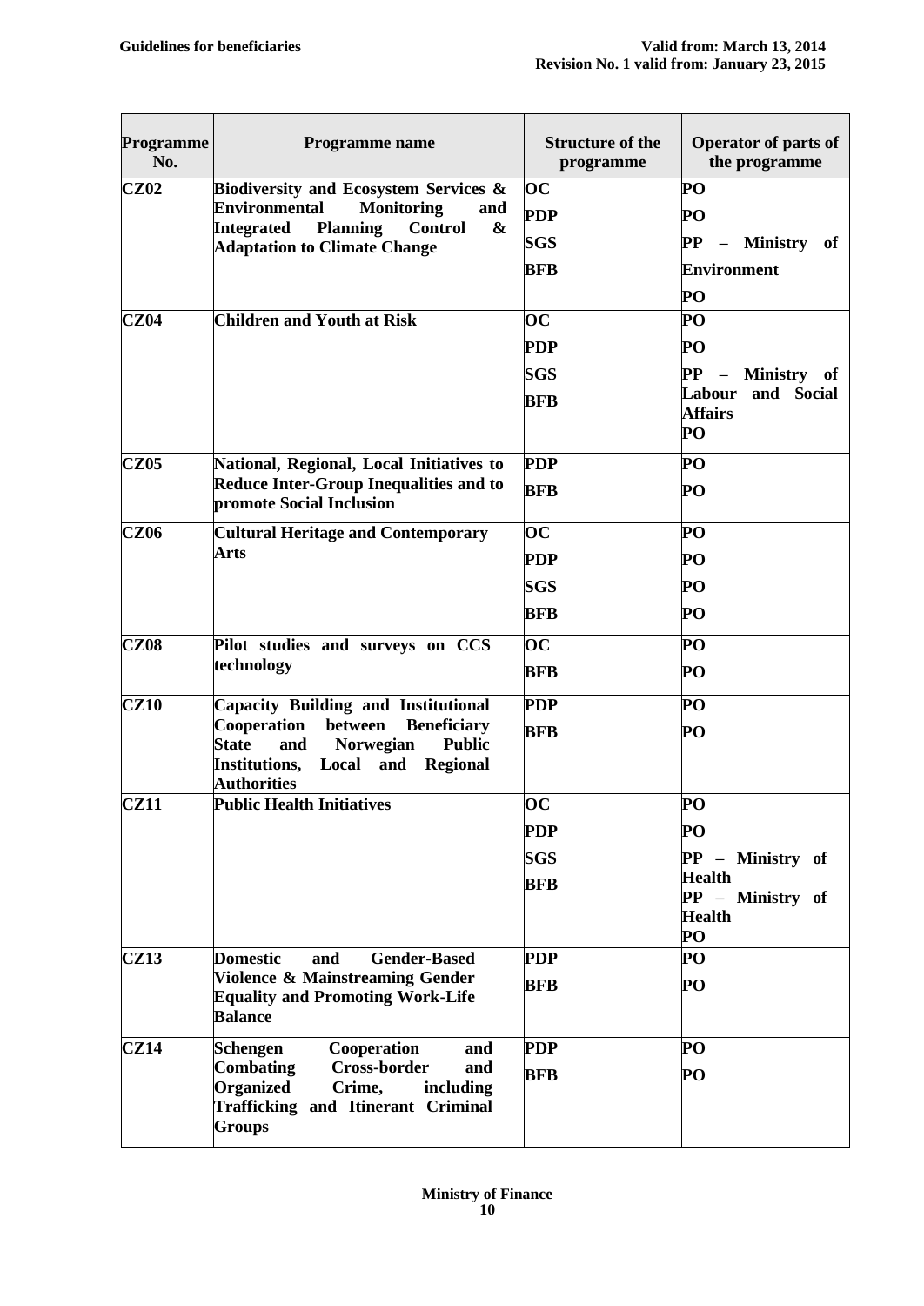| Programme No. | Programme name | Structure of the programme | Operator of parts of the programme |
|---|---|---|---|
| **CZ02** | **Biodiversity and Ecosystem Services & Environmental Monitoring and Integrated Planning Control & Adaptation to Climate Change** | **OC**<br>**PDP**<br>**SGS**<br>**BFB** | **PO**<br>**PO**<br>**PP – Ministry of Environment**<br>**PO** |
| **CZ04** | **Children and Youth at Risk** | **OC**<br>**PDP**<br>**SGS**<br>**BFB** | **PO**<br>**PO**<br>**PP – Ministry of Labour and Social Affairs**<br>**PO** |
| **CZ05** | **National, Regional, Local Initiatives to Reduce Inter-Group Inequalities and to promote Social Inclusion** | **PDP**<br>**BFB** | **PO**<br>**PO** |
| **CZ06** | **Cultural Heritage and Contemporary Arts** | **OC**<br>**PDP**<br>**SGS**<br>**BFB** | **PO**<br>**PO**<br>**PO**<br>**PO** |
| **CZ08** | **Pilot studies and surveys on CCS technology** | **OC**<br>**BFB** | **PO**<br>**PO** |
| **CZ10** | **Capacity Building and Institutional Cooperation between Beneficiary State and Norwegian Public Institutions, Local and Regional Authorities** | **PDP**<br>**BFB** | **PO**<br>**PO** |
| **CZ11** | **Public Health Initiatives** | **OC**<br>**PDP**<br>**SGS**<br>**BFB** | **PO**<br>**PO**<br>**PP – Ministry of Health**<br>**PP – Ministry of Health**<br>**PO** |
| **CZ13** | **Domestic and Gender-Based Violence & Mainstreaming Gender Equality and Promoting Work-Life Balance** | **PDP**<br>**BFB** | **PO**<br>**PO** |
| **CZ14** | **Schengen Cooperation and Combating Cross-border and Organized Crime, including Trafficking and Itinerant Criminal Groups** | **PDP**<br>**BFB** | **PO**<br>**PO** |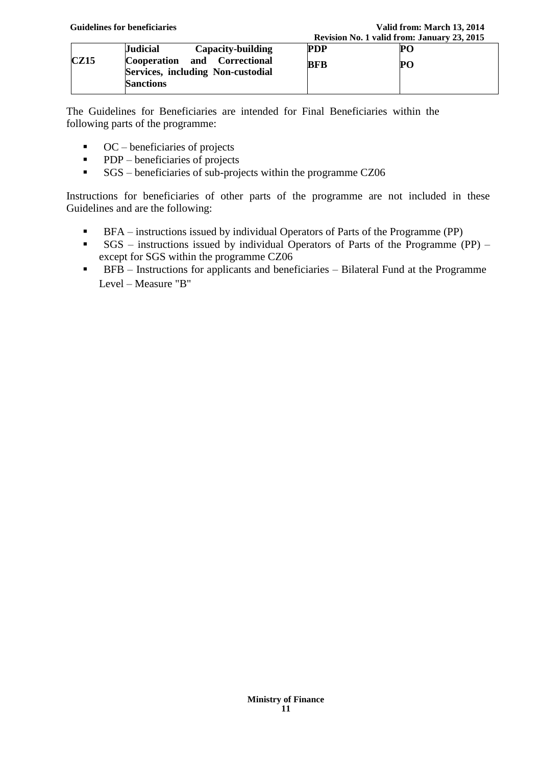| CZ15 | Judicial Capacity-building Cooperation and Correctional Services, including Non-custodial Sanctions | PDP | PO |
|---|---|---|---|
| | | BFB | PO |

The Guidelines for Beneficiaries are intended for Final Beneficiaries within the following parts of the programme:

- OC – beneficiaries of projects
- PDP – beneficiaries of projects
- SGS – beneficiaries of sub-projects within the programme CZ06

Instructions for beneficiaries of other parts of the programme are not included in these Guidelines and are the following:

- BFA – instructions issued by individual Operators of Parts of the Programme (PP)
- SGS – instructions issued by individual Operators of Parts of the Programme (PP) – except for SGS within the programme CZ06
- BFB – Instructions for applicants and beneficiaries – Bilateral Fund at the Programme Level – Measure "B"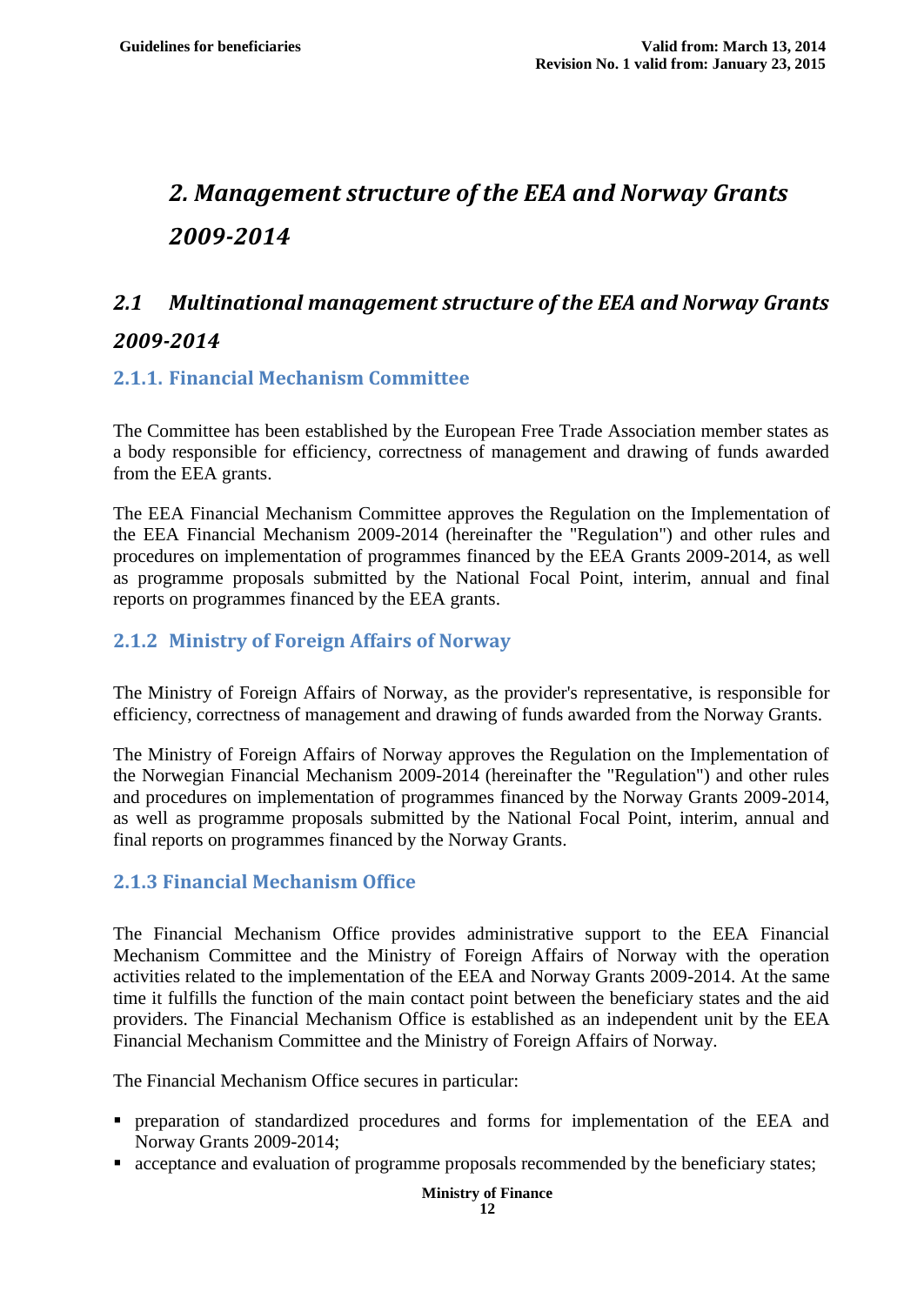# 2. Management structure of the EEA and Norway Grants 2009-2014

## 2.1 Multinational management structure of the EEA and Norway Grants 2009-2014

### 2.1.1. Financial Mechanism Committee

The Committee has been established by the European Free Trade Association member states as a body responsible for efficiency, correctness of management and drawing of funds awarded from the EEA grants.

The EEA Financial Mechanism Committee approves the Regulation on the Implementation of the EEA Financial Mechanism 2009-2014 (hereinafter the "Regulation") and other rules and procedures on implementation of programmes financed by the EEA Grants 2009-2014, as well as programme proposals submitted by the National Focal Point, interim, annual and final reports on programmes financed by the EEA grants.

### 2.1.2 Ministry of Foreign Affairs of Norway

The Ministry of Foreign Affairs of Norway, as the provider's representative, is responsible for efficiency, correctness of management and drawing of funds awarded from the Norway Grants.

The Ministry of Foreign Affairs of Norway approves the Regulation on the Implementation of the Norwegian Financial Mechanism 2009-2014 (hereinafter the "Regulation") and other rules and procedures on implementation of programmes financed by the Norway Grants 2009-2014, as well as programme proposals submitted by the National Focal Point, interim, annual and final reports on programmes financed by the Norway Grants.

### 2.1.3 Financial Mechanism Office

The Financial Mechanism Office provides administrative support to the EEA Financial Mechanism Committee and the Ministry of Foreign Affairs of Norway with the operation activities related to the implementation of the EEA and Norway Grants 2009-2014. At the same time it fulfills the function of the main contact point between the beneficiary states and the aid providers. The Financial Mechanism Office is established as an independent unit by the EEA Financial Mechanism Committee and the Ministry of Foreign Affairs of Norway.

The Financial Mechanism Office secures in particular:

- preparation of standardized procedures and forms for implementation of the EEA and Norway Grants 2009-2014;
- acceptance and evaluation of programme proposals recommended by the beneficiary states;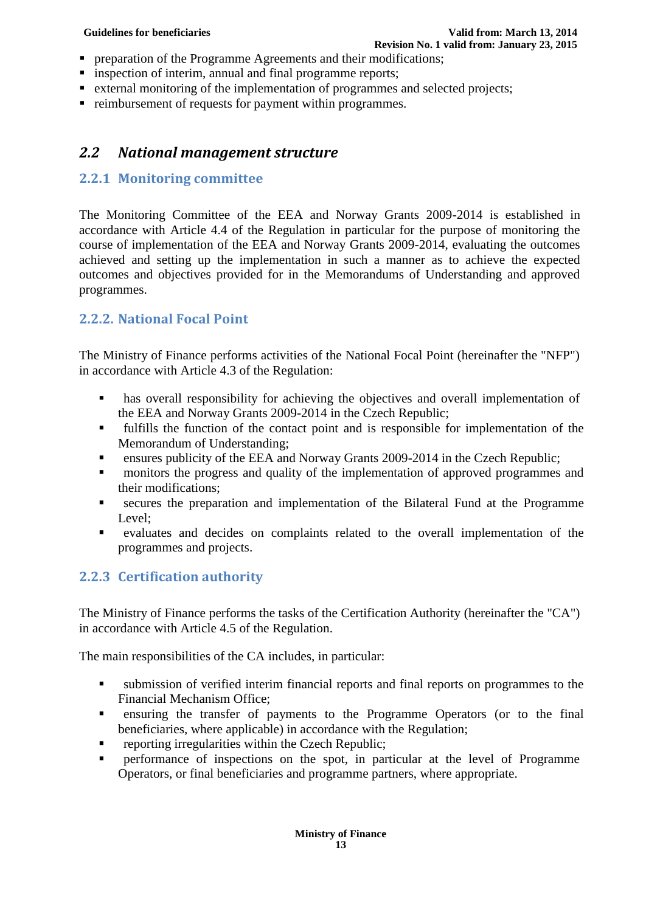- preparation of the Programme Agreements and their modifications;
- inspection of interim, annual and final programme reports;
- external monitoring of the implementation of programmes and selected projects;
- reimbursement of requests for payment within programmes.

## *2.2 National management structure*

### 2.2.1 Monitoring committee

The Monitoring Committee of the EEA and Norway Grants 2009-2014 is established in accordance with Article 4.4 of the Regulation in particular for the purpose of monitoring the course of implementation of the EEA and Norway Grants 2009-2014, evaluating the outcomes achieved and setting up the implementation in such a manner as to achieve the expected outcomes and objectives provided for in the Memorandums of Understanding and approved programmes.

### 2.2.2. National Focal Point

The Ministry of Finance performs activities of the National Focal Point (hereinafter the "NFP") in accordance with Article 4.3 of the Regulation:

- has overall responsibility for achieving the objectives and overall implementation of the EEA and Norway Grants 2009-2014 in the Czech Republic;
- fulfills the function of the contact point and is responsible for implementation of the Memorandum of Understanding;
- ensures publicity of the EEA and Norway Grants 2009-2014 in the Czech Republic;
- monitors the progress and quality of the implementation of approved programmes and their modifications;
- secures the preparation and implementation of the Bilateral Fund at the Programme Level;
- evaluates and decides on complaints related to the overall implementation of the programmes and projects.

### 2.2.3 Certification authority

The Ministry of Finance performs the tasks of the Certification Authority (hereinafter the "CA") in accordance with Article 4.5 of the Regulation.

The main responsibilities of the CA includes, in particular:

- submission of verified interim financial reports and final reports on programmes to the Financial Mechanism Office;
- ensuring the transfer of payments to the Programme Operators (or to the final beneficiaries, where applicable) in accordance with the Regulation;
- reporting irregularities within the Czech Republic;
- performance of inspections on the spot, in particular at the level of Programme Operators, or final beneficiaries and programme partners, where appropriate.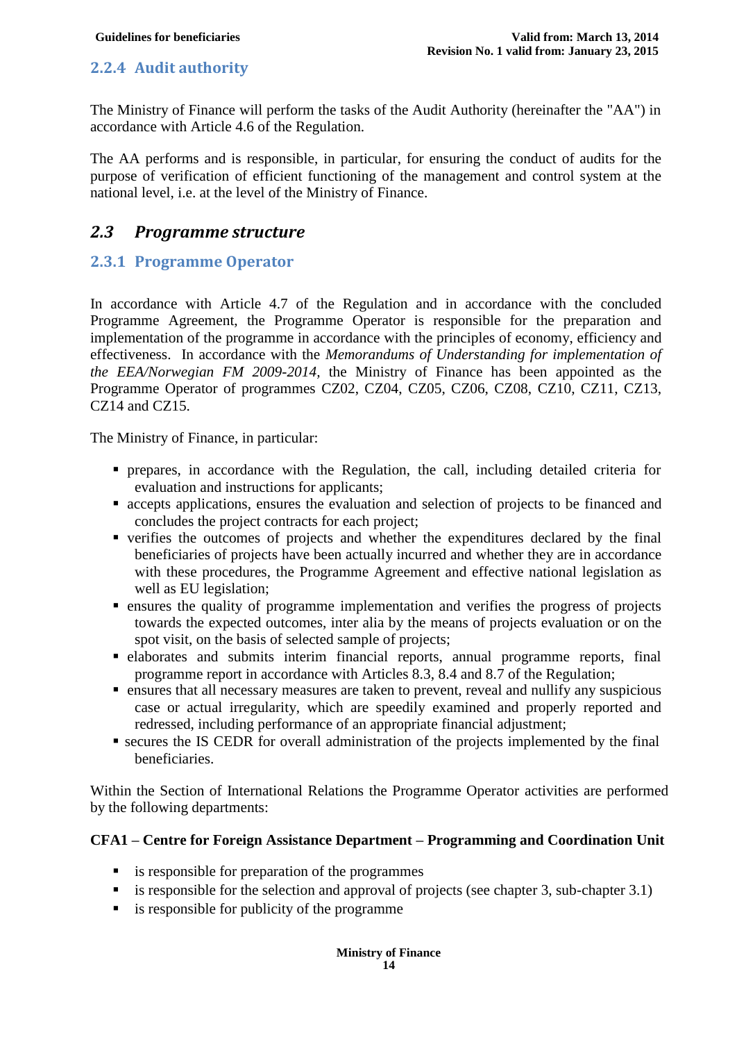### 2.2.4 Audit authority

The Ministry of Finance will perform the tasks of the Audit Authority (hereinafter the "AA") in accordance with Article 4.6 of the Regulation.

The AA performs and is responsible, in particular, for ensuring the conduct of audits for the purpose of verification of efficient functioning of the management and control system at the national level, i.e. at the level of the Ministry of Finance.

## 2.3 Programme structure

### 2.3.1 Programme Operator

In accordance with Article 4.7 of the Regulation and in accordance with the concluded Programme Agreement, the Programme Operator is responsible for the preparation and implementation of the programme in accordance with the principles of economy, efficiency and effectiveness. In accordance with the *Memorandums of Understanding for implementation of the EEA/Norwegian FM 2009-2014*, the Ministry of Finance has been appointed as the Programme Operator of programmes CZ02, CZ04, CZ05, CZ06, CZ08, CZ10, CZ11, CZ13, CZ14 and CZ15.

The Ministry of Finance, in particular:

- prepares, in accordance with the Regulation, the call, including detailed criteria for evaluation and instructions for applicants;
- accepts applications, ensures the evaluation and selection of projects to be financed and concludes the project contracts for each project;
- verifies the outcomes of projects and whether the expenditures declared by the final beneficiaries of projects have been actually incurred and whether they are in accordance with these procedures, the Programme Agreement and effective national legislation as well as EU legislation;
- ensures the quality of programme implementation and verifies the progress of projects towards the expected outcomes, inter alia by the means of projects evaluation or on the spot visit, on the basis of selected sample of projects;
- elaborates and submits interim financial reports, annual programme reports, final programme report in accordance with Articles 8.3, 8.4 and 8.7 of the Regulation;
- ensures that all necessary measures are taken to prevent, reveal and nullify any suspicious case or actual irregularity, which are speedily examined and properly reported and redressed, including performance of an appropriate financial adjustment;
- secures the IS CEDR for overall administration of the projects implemented by the final beneficiaries.

Within the Section of International Relations the Programme Operator activities are performed by the following departments:

**CFA1 – Centre for Foreign Assistance Department – Programming and Coordination Unit**

- is responsible for preparation of the programmes
- is responsible for the selection and approval of projects (see chapter 3, sub-chapter 3.1)
- is responsible for publicity of the programme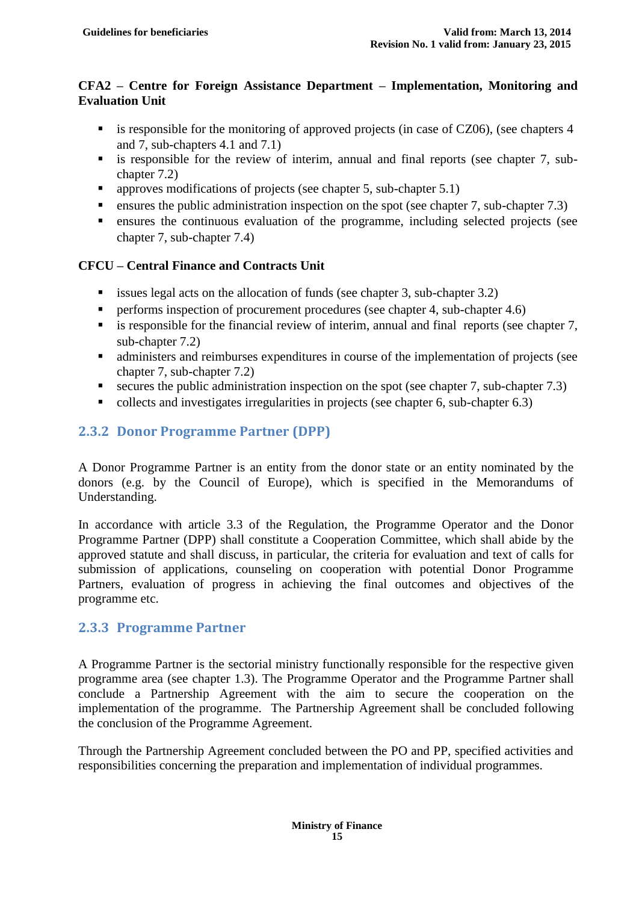**CFA2 – Centre for Foreign Assistance Department – Implementation, Monitoring and Evaluation Unit**

- is responsible for the monitoring of approved projects (in case of CZ06), (see chapters 4 and 7, sub-chapters 4.1 and 7.1)
- is responsible for the review of interim, annual and final reports (see chapter 7, sub-chapter 7.2)
- approves modifications of projects (see chapter 5, sub-chapter 5.1)
- ensures the public administration inspection on the spot (see chapter 7, sub-chapter 7.3)
- ensures the continuous evaluation of the programme, including selected projects (see chapter 7, sub-chapter 7.4)

**CFCU – Central Finance and Contracts Unit**

- issues legal acts on the allocation of funds (see chapter 3, sub-chapter 3.2)
- performs inspection of procurement procedures (see chapter 4, sub-chapter 4.6)
- is responsible for the financial review of interim, annual and final reports (see chapter 7, sub-chapter 7.2)
- administers and reimburses expenditures in course of the implementation of projects (see chapter 7, sub-chapter 7.2)
- secures the public administration inspection on the spot (see chapter 7, sub-chapter 7.3)
- collects and investigates irregularities in projects (see chapter 6, sub-chapter 6.3)

### 2.3.2 Donor Programme Partner (DPP)

A Donor Programme Partner is an entity from the donor state or an entity nominated by the donors (e.g. by the Council of Europe), which is specified in the Memorandums of Understanding.

In accordance with article 3.3 of the Regulation, the Programme Operator and the Donor Programme Partner (DPP) shall constitute a Cooperation Committee, which shall abide by the approved statute and shall discuss, in particular, the criteria for evaluation and text of calls for submission of applications, counseling on cooperation with potential Donor Programme Partners, evaluation of progress in achieving the final outcomes and objectives of the programme etc.

### 2.3.3 Programme Partner

A Programme Partner is the sectorial ministry functionally responsible for the respective given programme area (see chapter 1.3). The Programme Operator and the Programme Partner shall conclude a Partnership Agreement with the aim to secure the cooperation on the implementation of the programme. The Partnership Agreement shall be concluded following the conclusion of the Programme Agreement.

Through the Partnership Agreement concluded between the PO and PP, specified activities and responsibilities concerning the preparation and implementation of individual programmes.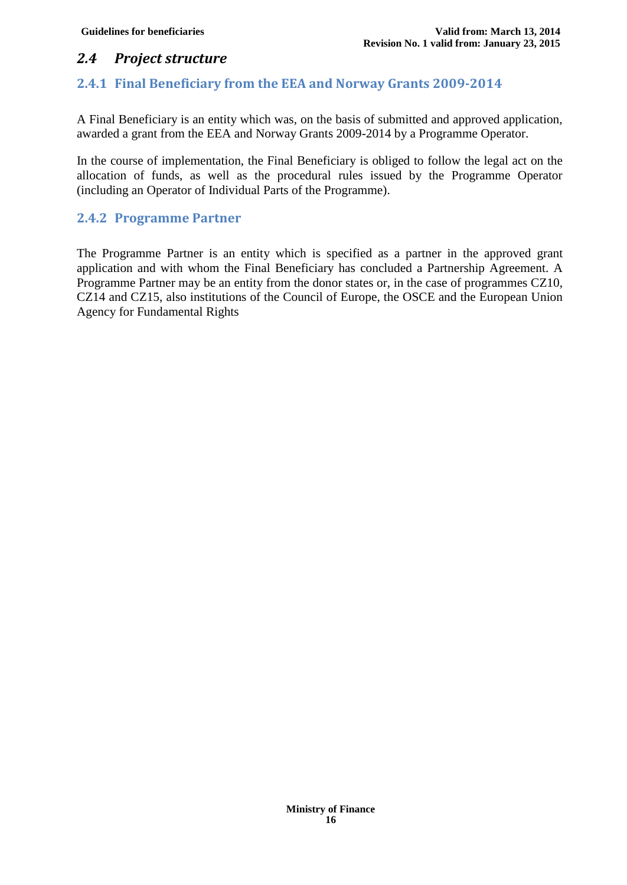## 2.4 *Project structure*

### 2.4.1 Final Beneficiary from the EEA and Norway Grants 2009-2014

A Final Beneficiary is an entity which was, on the basis of submitted and approved application, awarded a grant from the EEA and Norway Grants 2009-2014 by a Programme Operator.

In the course of implementation, the Final Beneficiary is obliged to follow the legal act on the allocation of funds, as well as the procedural rules issued by the Programme Operator (including an Operator of Individual Parts of the Programme).

### 2.4.2 Programme Partner

The Programme Partner is an entity which is specified as a partner in the approved grant application and with whom the Final Beneficiary has concluded a Partnership Agreement. A Programme Partner may be an entity from the donor states or, in the case of programmes CZ10, CZ14 and CZ15, also institutions of the Council of Europe, the OSCE and the European Union Agency for Fundamental Rights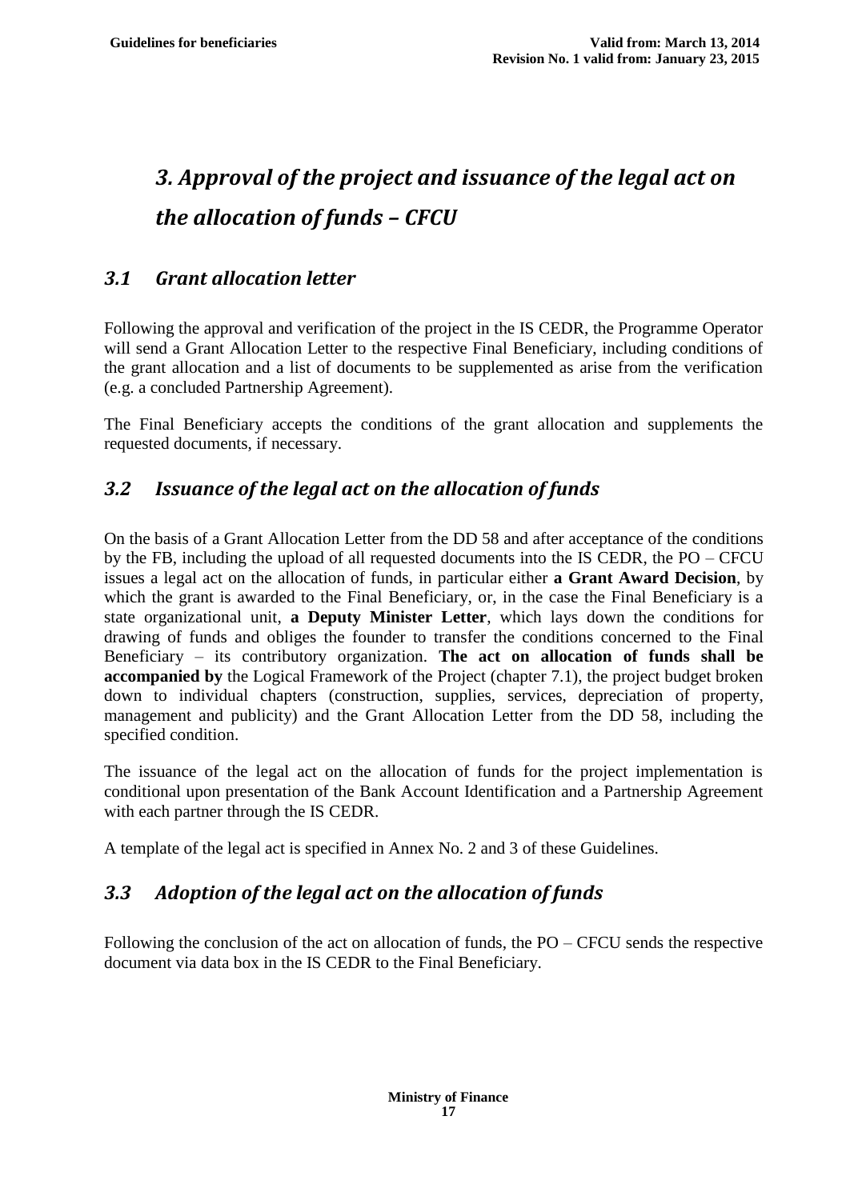# 3. Approval of the project and issuance of the legal act on the allocation of funds – CFCU

## 3.1 Grant allocation letter

Following the approval and verification of the project in the IS CEDR, the Programme Operator will send a Grant Allocation Letter to the respective Final Beneficiary, including conditions of the grant allocation and a list of documents to be supplemented as arise from the verification (e.g. a concluded Partnership Agreement).

The Final Beneficiary accepts the conditions of the grant allocation and supplements the requested documents, if necessary.

## 3.2 Issuance of the legal act on the allocation of funds

On the basis of a Grant Allocation Letter from the DD 58 and after acceptance of the conditions by the FB, including the upload of all requested documents into the IS CEDR, the PO – CFCU issues a legal act on the allocation of funds, in particular either **a Grant Award Decision**, by which the grant is awarded to the Final Beneficiary, or, in the case the Final Beneficiary is a state organizational unit, **a Deputy Minister Letter**, which lays down the conditions for drawing of funds and obliges the founder to transfer the conditions concerned to the Final Beneficiary – its contributory organization. **The act on allocation of funds shall be accompanied by** the Logical Framework of the Project (chapter 7.1), the project budget broken down to individual chapters (construction, supplies, services, depreciation of property, management and publicity) and the Grant Allocation Letter from the DD 58, including the specified condition.

The issuance of the legal act on the allocation of funds for the project implementation is conditional upon presentation of the Bank Account Identification and a Partnership Agreement with each partner through the IS CEDR.

A template of the legal act is specified in Annex No. 2 and 3 of these Guidelines.

## 3.3 Adoption of the legal act on the allocation of funds

Following the conclusion of the act on allocation of funds, the PO – CFCU sends the respective document via data box in the IS CEDR to the Final Beneficiary.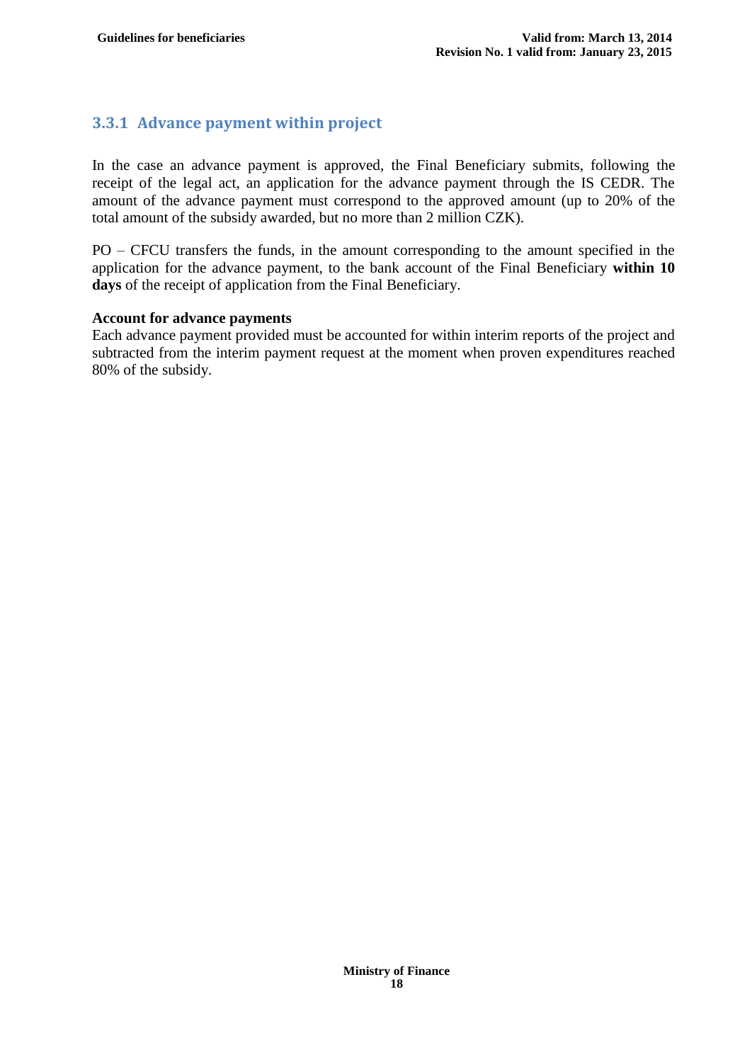### 3.3.1 Advance payment within project

In the case an advance payment is approved, the Final Beneficiary submits, following the receipt of the legal act, an application for the advance payment through the IS CEDR. The amount of the advance payment must correspond to the approved amount (up to 20% of the total amount of the subsidy awarded, but no more than 2 million CZK).

PO – CFCU transfers the funds, in the amount corresponding to the amount specified in the application for the advance payment, to the bank account of the Final Beneficiary **within 10 days** of the receipt of application from the Final Beneficiary.

**Account for advance payments**
Each advance payment provided must be accounted for within interim reports of the project and subtracted from the interim payment request at the moment when proven expenditures reached 80% of the subsidy.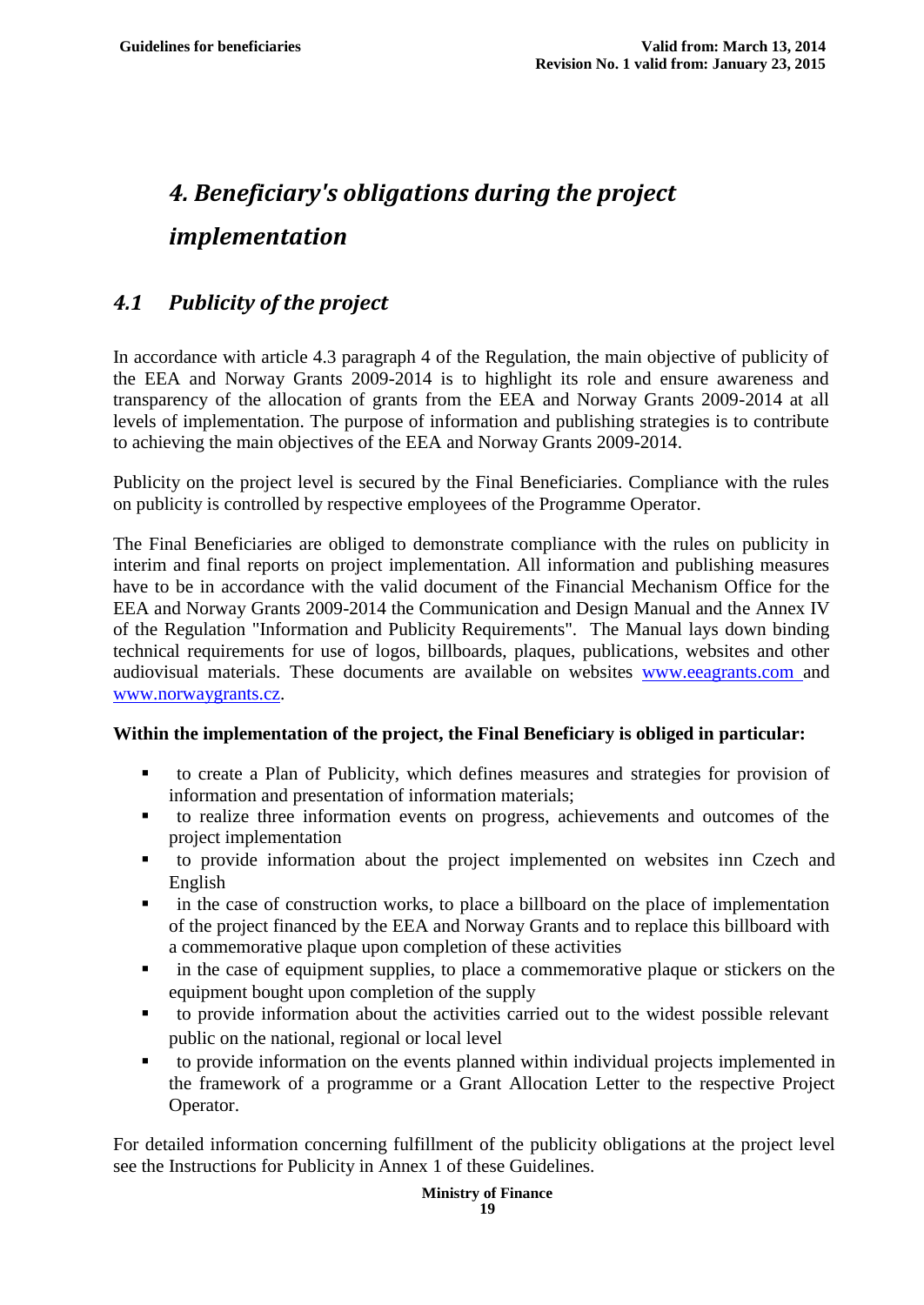# *4. Beneficiary's obligations during the project implementation*

## *4.1 Publicity of the project*

In accordance with article 4.3 paragraph 4 of the Regulation, the main objective of publicity of the EEA and Norway Grants 2009-2014 is to highlight its role and ensure awareness and transparency of the allocation of grants from the EEA and Norway Grants 2009-2014 at all levels of implementation. The purpose of information and publishing strategies is to contribute to achieving the main objectives of the EEA and Norway Grants 2009-2014.

Publicity on the project level is secured by the Final Beneficiaries. Compliance with the rules on publicity is controlled by respective employees of the Programme Operator.

The Final Beneficiaries are obliged to demonstrate compliance with the rules on publicity in interim and final reports on project implementation. All information and publishing measures have to be in accordance with the valid document of the Financial Mechanism Office for the EEA and Norway Grants 2009-2014 the Communication and Design Manual and the Annex IV of the Regulation "Information and Publicity Requirements". The Manual lays down binding technical requirements for use of logos, billboards, plaques, publications, websites and other audiovisual materials. These documents are available on websites www.eeagrants.com and www.norwaygrants.cz.

**Within the implementation of the project, the Final Beneficiary is obliged in particular:**

- to create a Plan of Publicity, which defines measures and strategies for provision of information and presentation of information materials;
- to realize three information events on progress, achievements and outcomes of the project implementation
- to provide information about the project implemented on websites inn Czech and English
- in the case of construction works, to place a billboard on the place of implementation of the project financed by the EEA and Norway Grants and to replace this billboard with a commemorative plaque upon completion of these activities
- in the case of equipment supplies, to place a commemorative plaque or stickers on the equipment bought upon completion of the supply
- to provide information about the activities carried out to the widest possible relevant public on the national, regional or local level
- to provide information on the events planned within individual projects implemented in the framework of a programme or a Grant Allocation Letter to the respective Project Operator.

For detailed information concerning fulfillment of the publicity obligations at the project level see the Instructions for Publicity in Annex 1 of these Guidelines.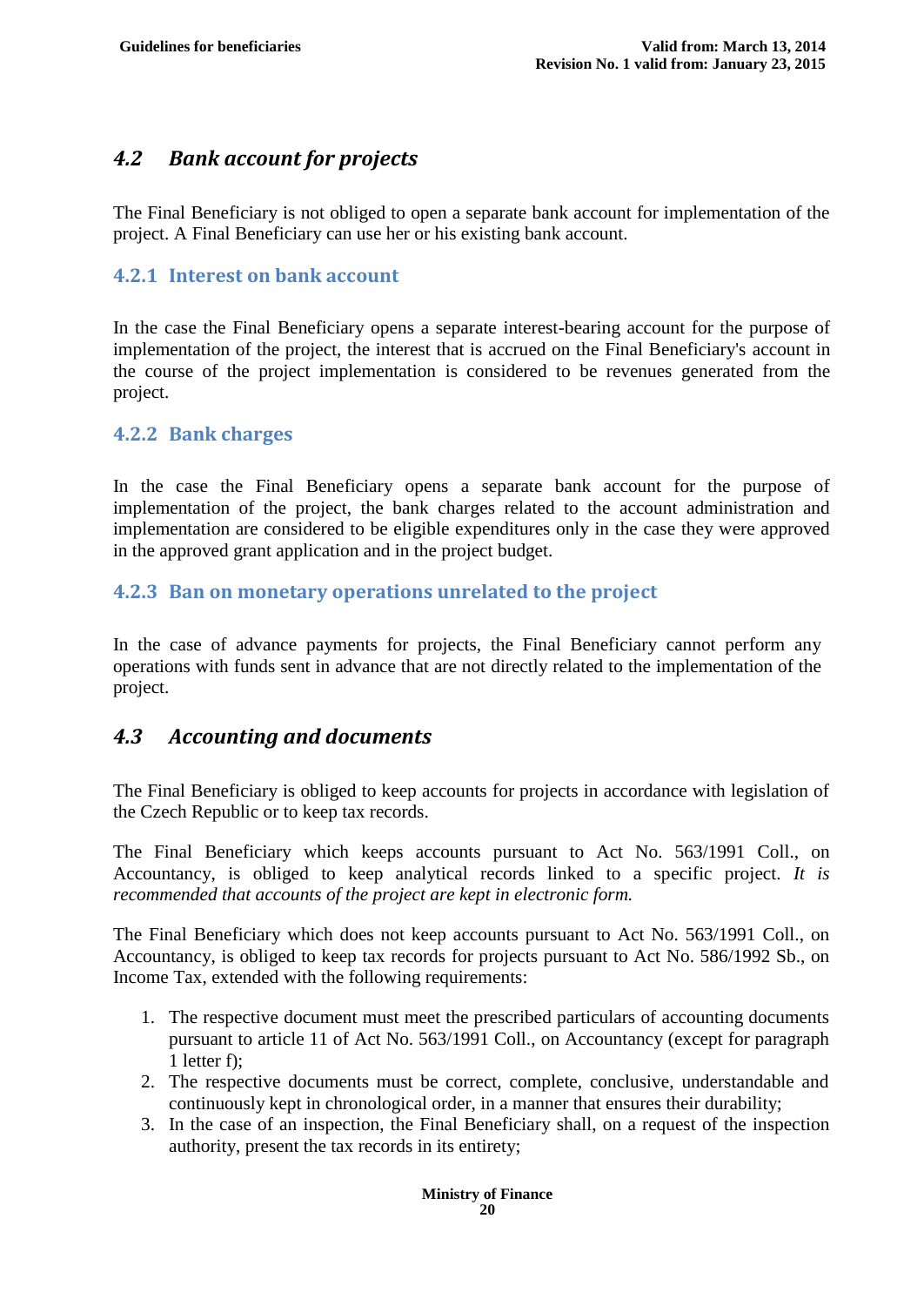## 4.2 *Bank account for projects*

The Final Beneficiary is not obliged to open a separate bank account for implementation of the project. A Final Beneficiary can use her or his existing bank account.

### 4.2.1 Interest on bank account

In the case the Final Beneficiary opens a separate interest-bearing account for the purpose of implementation of the project, the interest that is accrued on the Final Beneficiary's account in the course of the project implementation is considered to be revenues generated from the project.

### 4.2.2 Bank charges

In the case the Final Beneficiary opens a separate bank account for the purpose of implementation of the project, the bank charges related to the account administration and implementation are considered to be eligible expenditures only in the case they were approved in the approved grant application and in the project budget.

### 4.2.3 Ban on monetary operations unrelated to the project

In the case of advance payments for projects, the Final Beneficiary cannot perform any operations with funds sent in advance that are not directly related to the implementation of the project.

## 4.3 *Accounting and documents*

The Final Beneficiary is obliged to keep accounts for projects in accordance with legislation of the Czech Republic or to keep tax records.

The Final Beneficiary which keeps accounts pursuant to Act No. 563/1991 Coll., on Accountancy, is obliged to keep analytical records linked to a specific project. *It is recommended that accounts of the project are kept in electronic form.*

The Final Beneficiary which does not keep accounts pursuant to Act No. 563/1991 Coll., on Accountancy, is obliged to keep tax records for projects pursuant to Act No. 586/1992 Sb., on Income Tax, extended with the following requirements:

1. The respective document must meet the prescribed particulars of accounting documents pursuant to article 11 of Act No. 563/1991 Coll., on Accountancy (except for paragraph 1 letter f);
2. The respective documents must be correct, complete, conclusive, understandable and continuously kept in chronological order, in a manner that ensures their durability;
3. In the case of an inspection, the Final Beneficiary shall, on a request of the inspection authority, present the tax records in its entirety;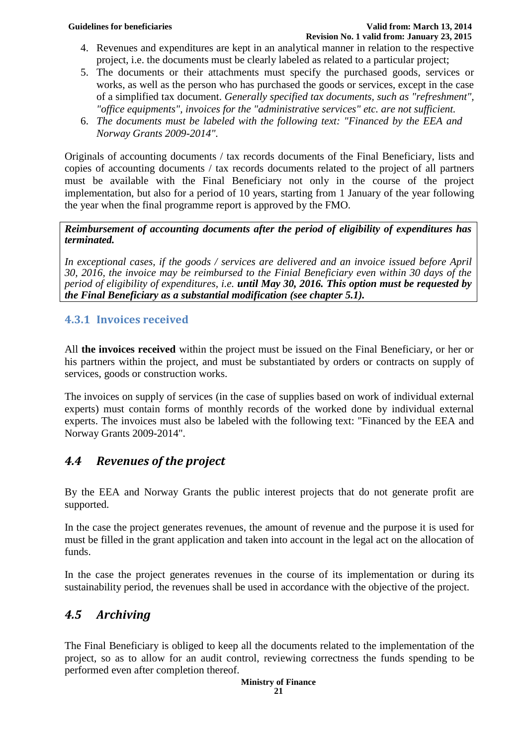4. Revenues and expenditures are kept in an analytical manner in relation to the respective project, i.e. the documents must be clearly labeled as related to a particular project;
5. The documents or their attachments must specify the purchased goods, services or works, as well as the person who has purchased the goods or services, except in the case of a simplified tax document. *Generally specified tax documents, such as "refreshment", "office equipments", invoices for the "administrative services" etc. are not sufficient.*
6. *The documents must be labeled with the following text: "Financed by the EEA and Norway Grants 2009-2014".*

Originals of accounting documents / tax records documents of the Final Beneficiary, lists and copies of accounting documents / tax records documents related to the project of all partners must be available with the Final Beneficiary not only in the course of the project implementation, but also for a period of 10 years, starting from 1 January of the year following the year when the final programme report is approved by the FMO.

***Reimbursement of accounting documents after the period of eligibility of expenditures has terminated.***

*In exceptional cases, if the goods / services are delivered and an invoice issued before April 30, 2016, the invoice may be reimbursed to the Finial Beneficiary even within 30 days of the period of eligibility of expenditures, i.e.* ***until May 30, 2016. This option must be requested by the Final Beneficiary as a substantial modification (see chapter 5.1).***

### 4.3.1 Invoices received

All **the invoices received** within the project must be issued on the Final Beneficiary, or her or his partners within the project, and must be substantiated by orders or contracts on supply of services, goods or construction works.

The invoices on supply of services (in the case of supplies based on work of individual external experts) must contain forms of monthly records of the worked done by individual external experts. The invoices must also be labeled with the following text: "Financed by the EEA and Norway Grants 2009-2014".

## *4.4 Revenues of the project*

By the EEA and Norway Grants the public interest projects that do not generate profit are supported.

In the case the project generates revenues, the amount of revenue and the purpose it is used for must be filled in the grant application and taken into account in the legal act on the allocation of funds.

In the case the project generates revenues in the course of its implementation or during its sustainability period, the revenues shall be used in accordance with the objective of the project.

## *4.5 Archiving*

The Final Beneficiary is obliged to keep all the documents related to the implementation of the project, so as to allow for an audit control, reviewing correctness the funds spending to be performed even after completion thereof.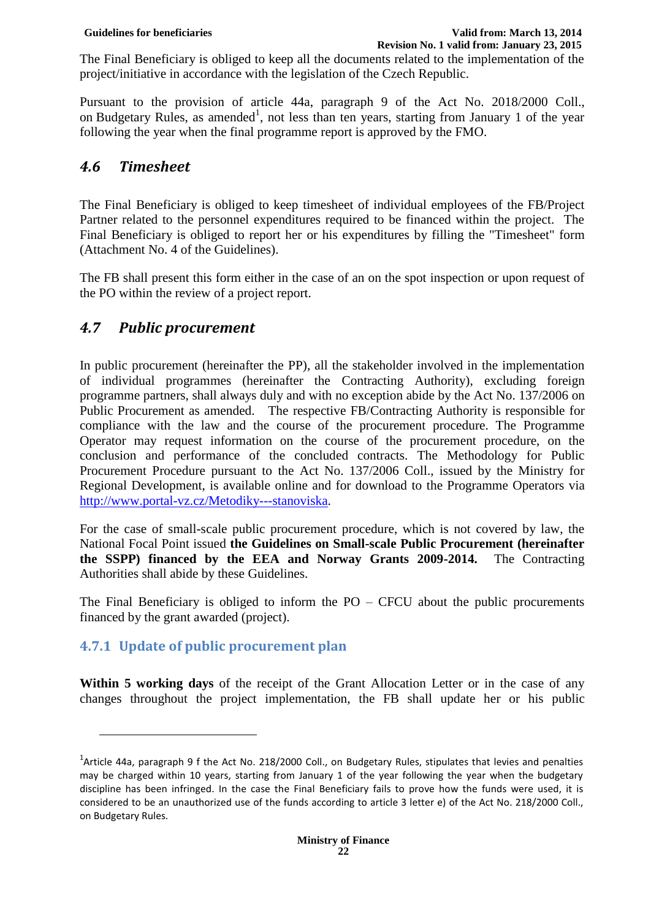The Final Beneficiary is obliged to keep all the documents related to the implementation of the project/initiative in accordance with the legislation of the Czech Republic.

Pursuant to the provision of article 44a, paragraph 9 of the Act No. 2018/2000 Coll., on Budgetary Rules, as amended[1], not less than ten years, starting from January 1 of the year following the year when the final programme report is approved by the FMO.

## *4.6 Timesheet*

The Final Beneficiary is obliged to keep timesheet of individual employees of the FB/Project Partner related to the personnel expenditures required to be financed within the project. The Final Beneficiary is obliged to report her or his expenditures by filling the "Timesheet" form (Attachment No. 4 of the Guidelines).

The FB shall present this form either in the case of an on the spot inspection or upon request of the PO within the review of a project report.

## *4.7 Public procurement*

In public procurement (hereinafter the PP), all the stakeholder involved in the implementation of individual programmes (hereinafter the Contracting Authority), excluding foreign programme partners, shall always duly and with no exception abide by the Act No. 137/2006 on Public Procurement as amended. The respective FB/Contracting Authority is responsible for compliance with the law and the course of the procurement procedure. The Programme Operator may request information on the course of the procurement procedure, on the conclusion and performance of the concluded contracts. The Methodology for Public Procurement Procedure pursuant to the Act No. 137/2006 Coll., issued by the Ministry for Regional Development, is available online and for download to the Programme Operators via http://www.portal-vz.cz/Metodiky---stanoviska.

For the case of small-scale public procurement procedure, which is not covered by law, the National Focal Point issued **the Guidelines on Small-scale Public Procurement (hereinafter the SSPP) financed by the EEA and Norway Grants 2009-2014.** The Contracting Authorities shall abide by these Guidelines.

The Final Beneficiary is obliged to inform the PO – CFCU about the public procurements financed by the grant awarded (project).

### 4.7.1 Update of public procurement plan

**Within 5 working days** of the receipt of the Grant Allocation Letter or in the case of any changes throughout the project implementation, the FB shall update her or his public

---

[1] Article 44a, paragraph 9 f the Act No. 218/2000 Coll., on Budgetary Rules, stipulates that levies and penalties may be charged within 10 years, starting from January 1 of the year following the year when the budgetary discipline has been infringed. In the case the Final Beneficiary fails to prove how the funds were used, it is considered to be an unauthorized use of the funds according to article 3 letter e) of the Act No. 218/2000 Coll., on Budgetary Rules.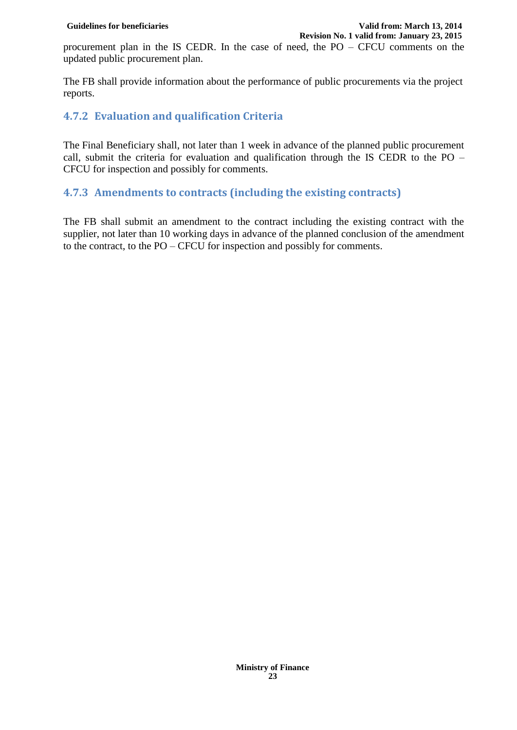procurement plan in the IS CEDR. In the case of need, the PO – CFCU comments on the updated public procurement plan.

The FB shall provide information about the performance of public procurements via the project reports.

### 4.7.2 Evaluation and qualification Criteria

The Final Beneficiary shall, not later than 1 week in advance of the planned public procurement call, submit the criteria for evaluation and qualification through the IS CEDR to the PO – CFCU for inspection and possibly for comments.

### 4.7.3 Amendments to contracts (including the existing contracts)

The FB shall submit an amendment to the contract including the existing contract with the supplier, not later than 10 working days in advance of the planned conclusion of the amendment to the contract, to the PO – CFCU for inspection and possibly for comments.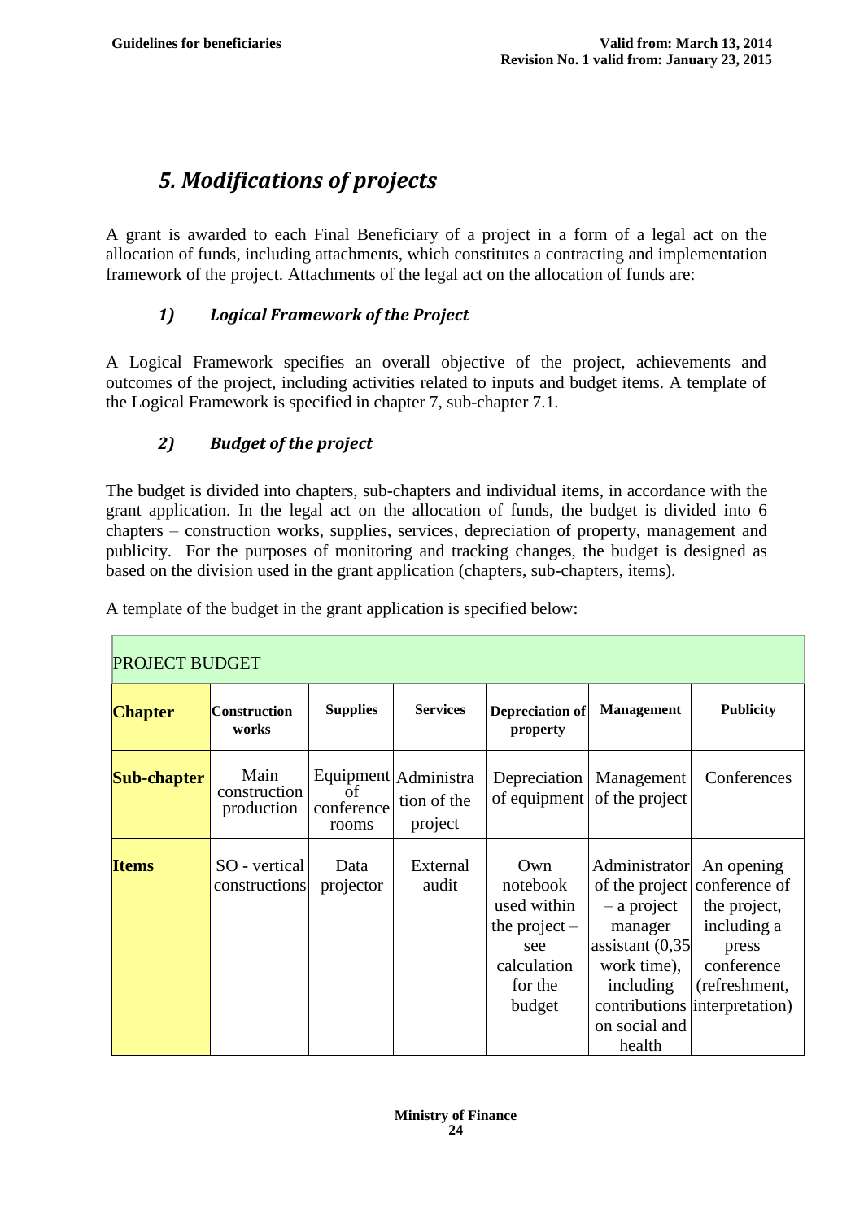## *5. Modifications of projects*

A grant is awarded to each Final Beneficiary of a project in a form of a legal act on the allocation of funds, including attachments, which constitutes a contracting and implementation framework of the project. Attachments of the legal act on the allocation of funds are:

### *1) Logical Framework of the Project*

A Logical Framework specifies an overall objective of the project, achievements and outcomes of the project, including activities related to inputs and budget items. A template of the Logical Framework is specified in chapter 7, sub-chapter 7.1.

### *2) Budget of the project*

The budget is divided into chapters, sub-chapters and individual items, in accordance with the grant application. In the legal act on the allocation of funds, the budget is divided into 6 chapters – construction works, supplies, services, depreciation of property, management and publicity. For the purposes of monitoring and tracking changes, the budget is designed as based on the division used in the grant application (chapters, sub-chapters, items).

A template of the budget in the grant application is specified below:

| PROJECT BUDGET | | | | | | |
|---|---|---|---|---|---|---|
| **Chapter** | **Construction works** | **Supplies** | **Services** | **Depreciation of property** | **Management** | **Publicity** |
| **Sub-chapter** | Main construction production | Equipment of conference rooms | Administration of the project | Depreciation of equipment | Management of the project | Conferences |
| **Items** | SO - vertical constructions | Data projector | External audit | Own notebook used within the project – see calculation for the budget | Administrator of the project – a project manager assistant (0,35 work time), including contributions on social and health | An opening conference of the project, including a press conference (refreshment, interpretation) |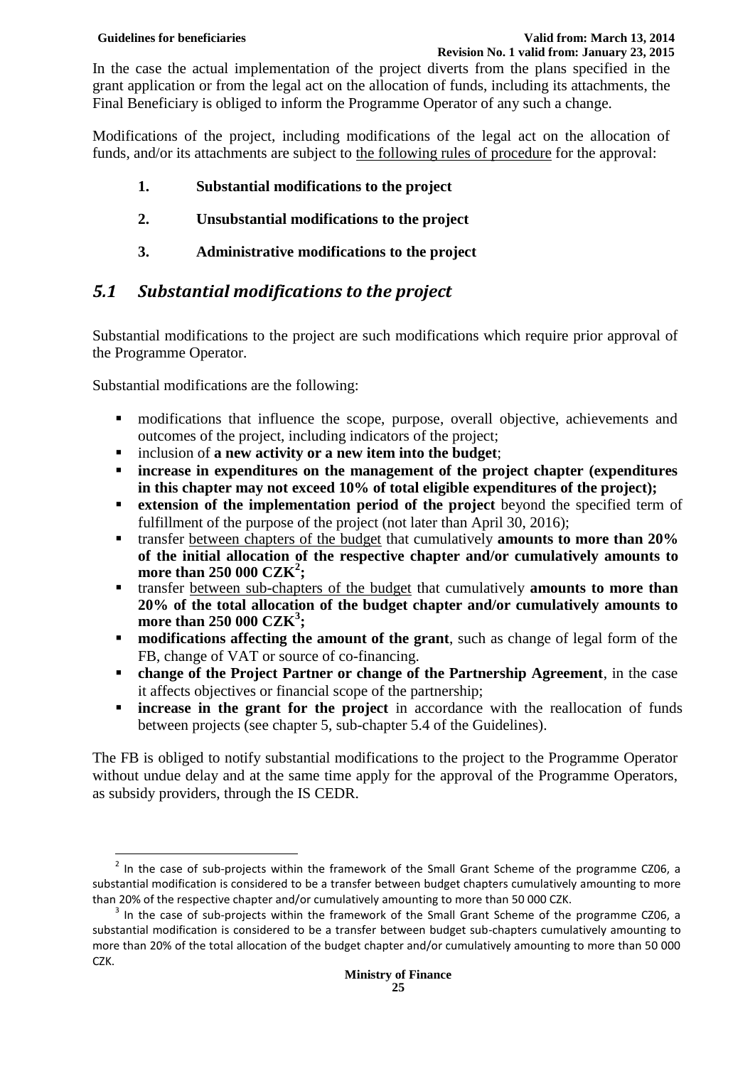In the case the actual implementation of the project diverts from the plans specified in the grant application or from the legal act on the allocation of funds, including its attachments, the Final Beneficiary is obliged to inform the Programme Operator of any such a change.

Modifications of the project, including modifications of the legal act on the allocation of funds, and/or its attachments are subject to the following rules of procedure for the approval:

1. **Substantial modifications to the project**
2. **Unsubstantial modifications to the project**
3. **Administrative modifications to the project**

## 5.1 Substantial modifications to the project

Substantial modifications to the project are such modifications which require prior approval of the Programme Operator.

Substantial modifications are the following:

- modifications that influence the scope, purpose, overall objective, achievements and outcomes of the project, including indicators of the project;
- inclusion of **a new activity or a new item into the budget**;
- **increase in expenditures on the management of the project chapter (expenditures in this chapter may not exceed 10% of total eligible expenditures of the project);**
- **extension of the implementation period of the project** beyond the specified term of fulfillment of the purpose of the project (not later than April 30, 2016);
- transfer between chapters of the budget that cumulatively **amounts to more than 20% of the initial allocation of the respective chapter and/or cumulatively amounts to more than 250 000 CZK[2];**
- transfer between sub-chapters of the budget that cumulatively **amounts to more than 20% of the total allocation of the budget chapter and/or cumulatively amounts to more than 250 000 CZK[3];**
- **modifications affecting the amount of the grant**, such as change of legal form of the FB, change of VAT or source of co-financing.
- **change of the Project Partner or change of the Partnership Agreement**, in the case it affects objectives or financial scope of the partnership;
- **increase in the grant for the project** in accordance with the reallocation of funds between projects (see chapter 5, sub-chapter 5.4 of the Guidelines).

The FB is obliged to notify substantial modifications to the project to the Programme Operator without undue delay and at the same time apply for the approval of the Programme Operators, as subsidy providers, through the IS CEDR.

---

[2] In the case of sub-projects within the framework of the Small Grant Scheme of the programme CZ06, a substantial modification is considered to be a transfer between budget chapters cumulatively amounting to more than 20% of the respective chapter and/or cumulatively amounting to more than 50 000 CZK.

[3] In the case of sub-projects within the framework of the Small Grant Scheme of the programme CZ06, a substantial modification is considered to be a transfer between budget sub-chapters cumulatively amounting to more than 20% of the total allocation of the budget chapter and/or cumulatively amounting to more than 50 000 CZK.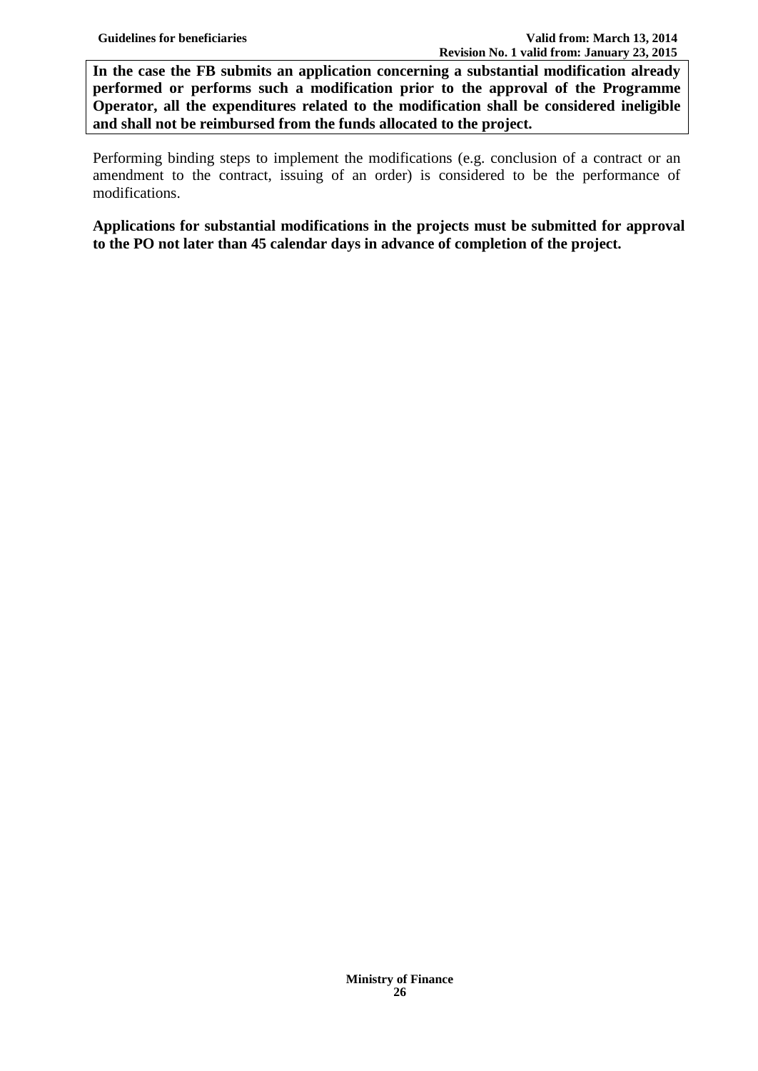**In the case the FB submits an application concerning a substantial modification already performed or performs such a modification prior to the approval of the Programme Operator, all the expenditures related to the modification shall be considered ineligible and shall not be reimbursed from the funds allocated to the project.**

Performing binding steps to implement the modifications (e.g. conclusion of a contract or an amendment to the contract, issuing of an order) is considered to be the performance of modifications.

**Applications for substantial modifications in the projects must be submitted for approval to the PO not later than 45 calendar days in advance of completion of the project.**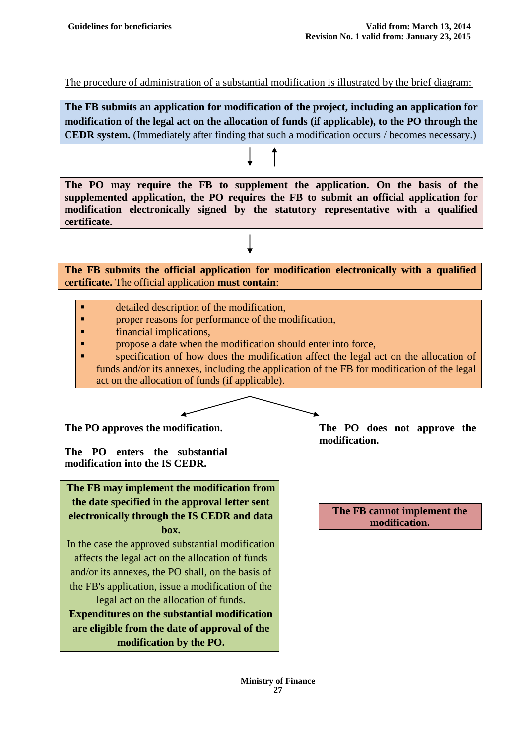The procedure of administration of a substantial modification is illustrated by the brief diagram:

**The FB submits an application for modification of the project, including an application for modification of the legal act on the allocation of funds (if applicable), to the PO through the CEDR system.** (Immediately after finding that such a modification occurs / becomes necessary.)

↓ ↑

**The PO may require the FB to supplement the application. On the basis of the supplemented application, the PO requires the FB to submit an official application for modification electronically signed by the statutory representative with a qualified certificate.**

↓

**The FB submits the official application for modification electronically with a qualified certificate.** The official application **must contain**:

- detailed description of the modification,
- proper reasons for performance of the modification,
- financial implications,
- propose a date when the modification should enter into force,
- specification of how does the modification affect the legal act on the allocation of funds and/or its annexes, including the application of the FB for modification of the legal act on the allocation of funds (if applicable).

**The PO approves the modification.**

**The PO enters the substantial modification into the IS CEDR.**

**The FB may implement the modification from the date specified in the approval letter sent electronically through the IS CEDR and data box.**

In the case the approved substantial modification affects the legal act on the allocation of funds and/or its annexes, the PO shall, on the basis of the FB's application, issue a modification of the legal act on the allocation of funds.

**Expenditures on the substantial modification are eligible from the date of approval of the modification by the PO.**

**The PO does not approve the modification.**

**The FB cannot implement the modification.**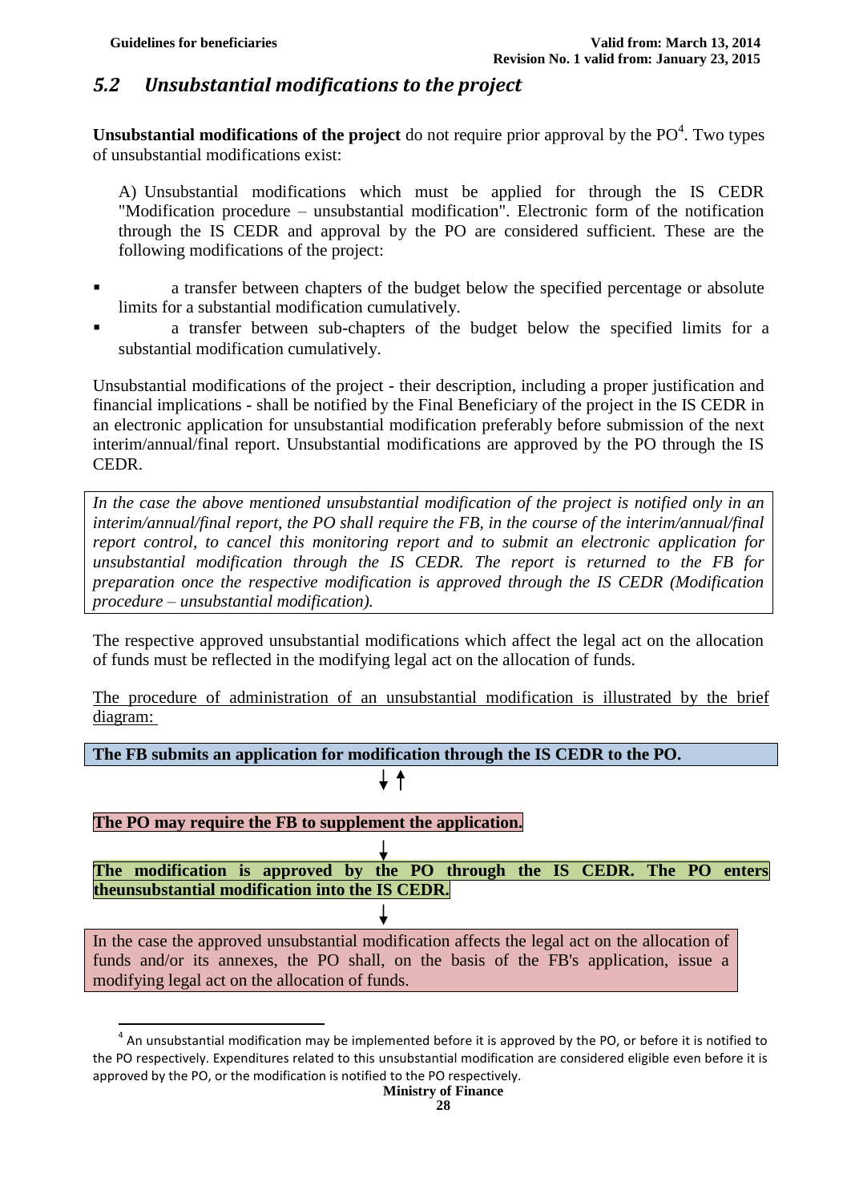## *5.2 Unsubstantial modifications to the project*

**Unsubstantial modifications of the project** do not require prior approval by the PO[4]. Two types of unsubstantial modifications exist:

A) Unsubstantial modifications which must be applied for through the IS CEDR "Modification procedure – unsubstantial modification". Electronic form of the notification through the IS CEDR and approval by the PO are considered sufficient. These are the following modifications of the project:

- a transfer between chapters of the budget below the specified percentage or absolute limits for a substantial modification cumulatively.
- a transfer between sub-chapters of the budget below the specified limits for a substantial modification cumulatively.

Unsubstantial modifications of the project - their description, including a proper justification and financial implications - shall be notified by the Final Beneficiary of the project in the IS CEDR in an electronic application for unsubstantial modification preferably before submission of the next interim/annual/final report. Unsubstantial modifications are approved by the PO through the IS CEDR.

*In the case the above mentioned unsubstantial modification of the project is notified only in an interim/annual/final report, the PO shall require the FB, in the course of the interim/annual/final report control, to cancel this monitoring report and to submit an electronic application for unsubstantial modification through the IS CEDR. The report is returned to the FB for preparation once the respective modification is approved through the IS CEDR (Modification procedure – unsubstantial modification).*

The respective approved unsubstantial modifications which affect the legal act on the allocation of funds must be reflected in the modifying legal act on the allocation of funds.

The procedure of administration of an unsubstantial modification is illustrated by the brief diagram:

**The FB submits an application for modification through the IS CEDR to the PO.**

↓ ↑

**The PO may require the FB to supplement the application.**

↓

**The modification is approved by the PO through the IS CEDR. The PO enters theunsubstantial modification into the IS CEDR.**

↓

In the case the approved unsubstantial modification affects the legal act on the allocation of funds and/or its annexes, the PO shall, on the basis of the FB's application, issue a modifying legal act on the allocation of funds.

---

[4] An unsubstantial modification may be implemented before it is approved by the PO, or before it is notified to the PO respectively. Expenditures related to this unsubstantial modification are considered eligible even before it is approved by the PO, or the modification is notified to the PO respectively.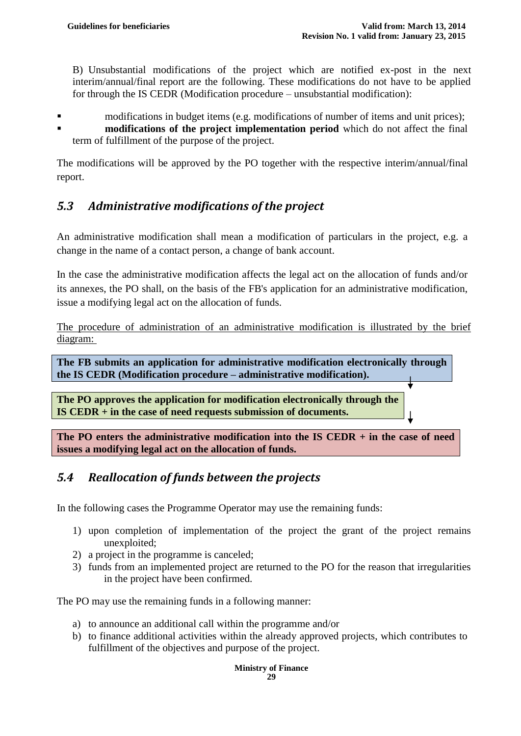B) Unsubstantial modifications of the project which are notified ex-post in the next interim/annual/final report are the following. These modifications do not have to be applied for through the IS CEDR (Modification procedure – unsubstantial modification):

- modifications in budget items (e.g. modifications of number of items and unit prices);
- **modifications of the project implementation period** which do not affect the final term of fulfillment of the purpose of the project.

The modifications will be approved by the PO together with the respective interim/annual/final report.

## *5.3 Administrative modifications of the project*

An administrative modification shall mean a modification of particulars in the project, e.g. a change in the name of a contact person, a change of bank account.

In the case the administrative modification affects the legal act on the allocation of funds and/or its annexes, the PO shall, on the basis of the FB's application for an administrative modification, issue a modifying legal act on the allocation of funds.

The procedure of administration of an administrative modification is illustrated by the brief diagram:

**The FB submits an application for administrative modification electronically through the IS CEDR (Modification procedure – administrative modification).**

↓

**The PO approves the application for modification electronically through the IS CEDR + in the case of need requests submission of documents.**

↓

**The PO enters the administrative modification into the IS CEDR + in the case of need issues a modifying legal act on the allocation of funds.**

## *5.4 Reallocation of funds between the projects*

In the following cases the Programme Operator may use the remaining funds:

1) upon completion of implementation of the project the grant of the project remains unexploited;
2) a project in the programme is canceled;
3) funds from an implemented project are returned to the PO for the reason that irregularities in the project have been confirmed.

The PO may use the remaining funds in a following manner:

a) to announce an additional call within the programme and/or
b) to finance additional activities within the already approved projects, which contributes to fulfillment of the objectives and purpose of the project.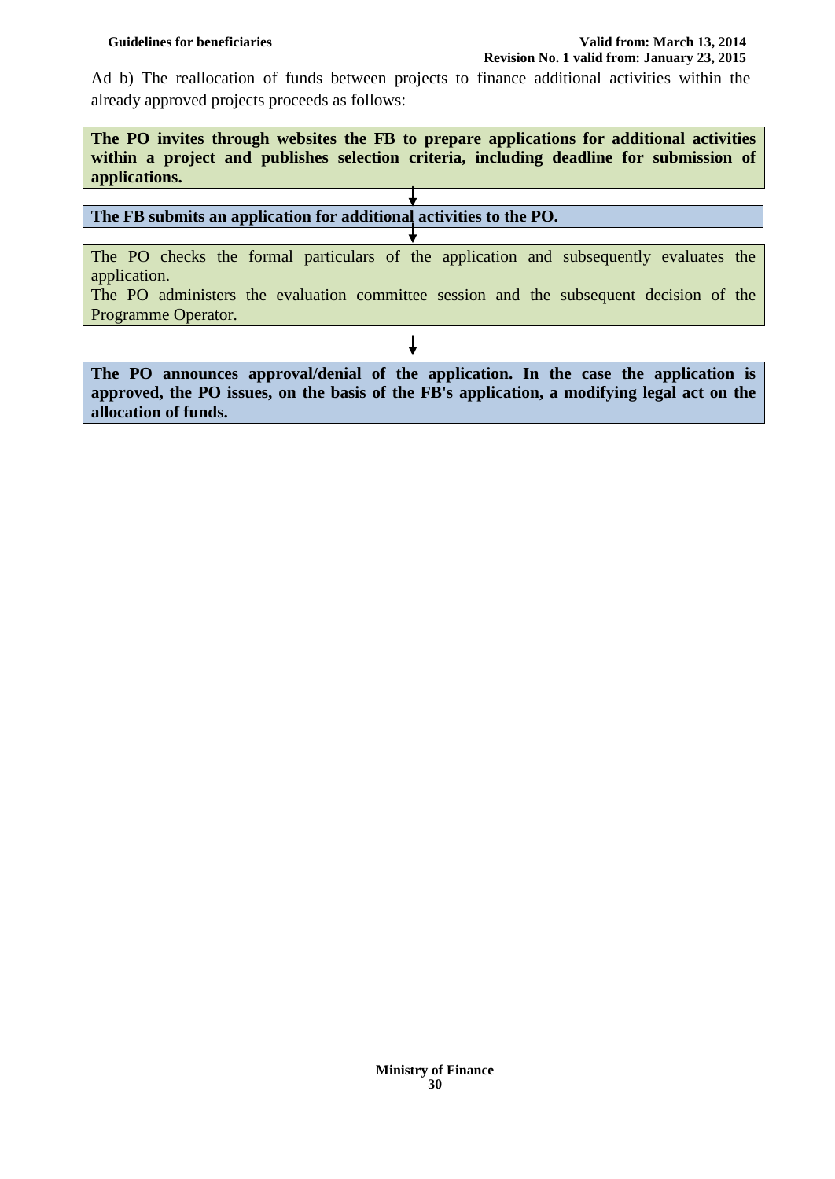Ad b) The reallocation of funds between projects to finance additional activities within the already approved projects proceeds as follows:

**The PO invites through websites the FB to prepare applications for additional activities within a project and publishes selection criteria, including deadline for submission of applications.**

↓

**The FB submits an application for additional activities to the PO.**

↓

The PO checks the formal particulars of the application and subsequently evaluates the application.
The PO administers the evaluation committee session and the subsequent decision of the Programme Operator.

↓

**The PO announces approval/denial of the application. In the case the application is approved, the PO issues, on the basis of the FB's application, a modifying legal act on the allocation of funds.**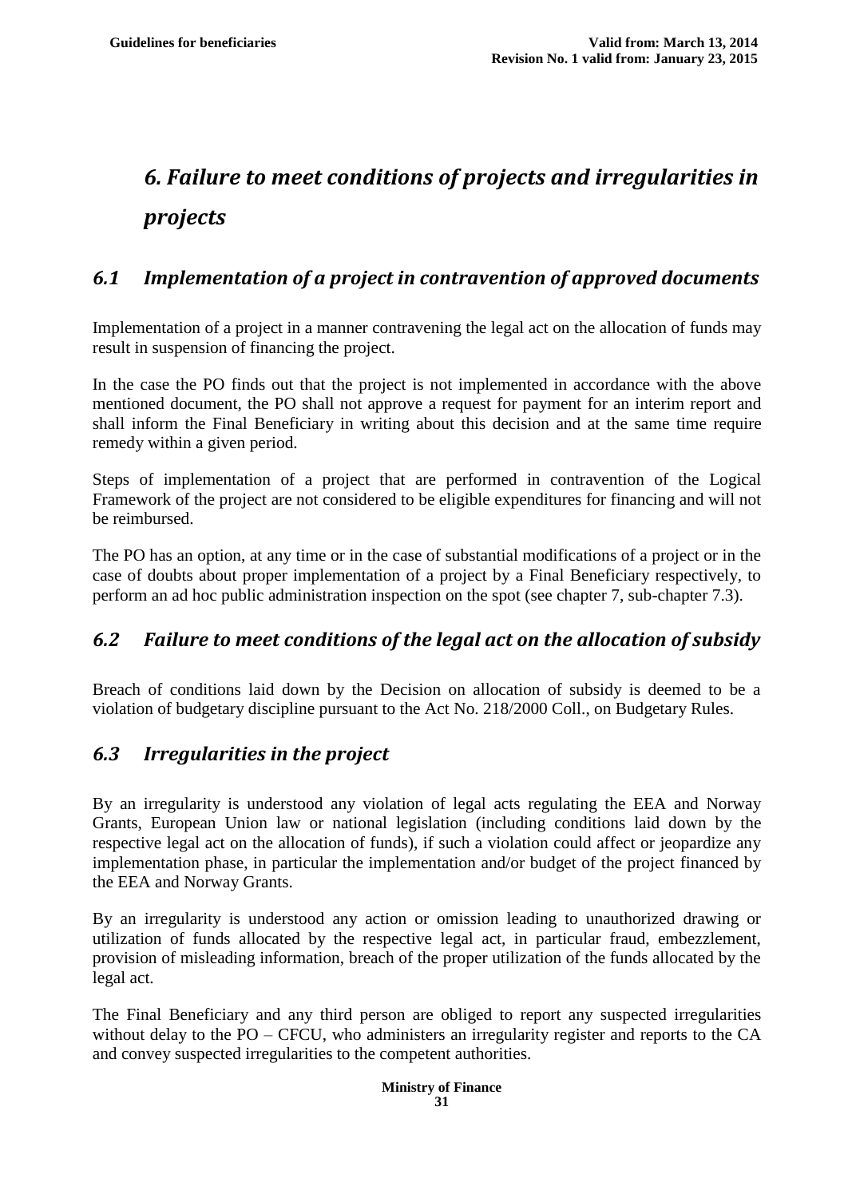# *6. Failure to meet conditions of projects and irregularities in projects*

## *6.1 Implementation of a project in contravention of approved documents*

Implementation of a project in a manner contravening the legal act on the allocation of funds may result in suspension of financing the project.

In the case the PO finds out that the project is not implemented in accordance with the above mentioned document, the PO shall not approve a request for payment for an interim report and shall inform the Final Beneficiary in writing about this decision and at the same time require remedy within a given period.

Steps of implementation of a project that are performed in contravention of the Logical Framework of the project are not considered to be eligible expenditures for financing and will not be reimbursed.

The PO has an option, at any time or in the case of substantial modifications of a project or in the case of doubts about proper implementation of a project by a Final Beneficiary respectively, to perform an ad hoc public administration inspection on the spot (see chapter 7, sub-chapter 7.3).

## *6.2 Failure to meet conditions of the legal act on the allocation of subsidy*

Breach of conditions laid down by the Decision on allocation of subsidy is deemed to be a violation of budgetary discipline pursuant to the Act No. 218/2000 Coll., on Budgetary Rules.

## *6.3 Irregularities in the project*

By an irregularity is understood any violation of legal acts regulating the EEA and Norway Grants, European Union law or national legislation (including conditions laid down by the respective legal act on the allocation of funds), if such a violation could affect or jeopardize any implementation phase, in particular the implementation and/or budget of the project financed by the EEA and Norway Grants.

By an irregularity is understood any action or omission leading to unauthorized drawing or utilization of funds allocated by the respective legal act, in particular fraud, embezzlement, provision of misleading information, breach of the proper utilization of the funds allocated by the legal act.

The Final Beneficiary and any third person are obliged to report any suspected irregularities without delay to the PO – CFCU, who administers an irregularity register and reports to the CA and convey suspected irregularities to the competent authorities.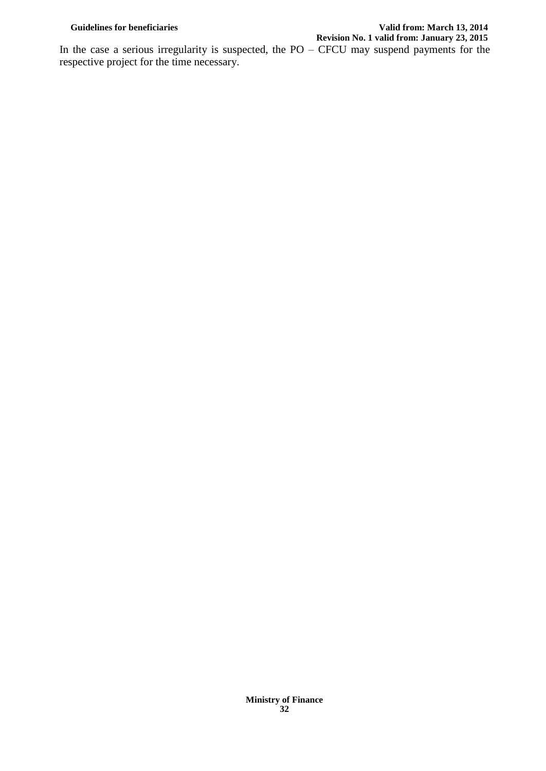In the case a serious irregularity is suspected, the PO – CFCU may suspend payments for the respective project for the time necessary.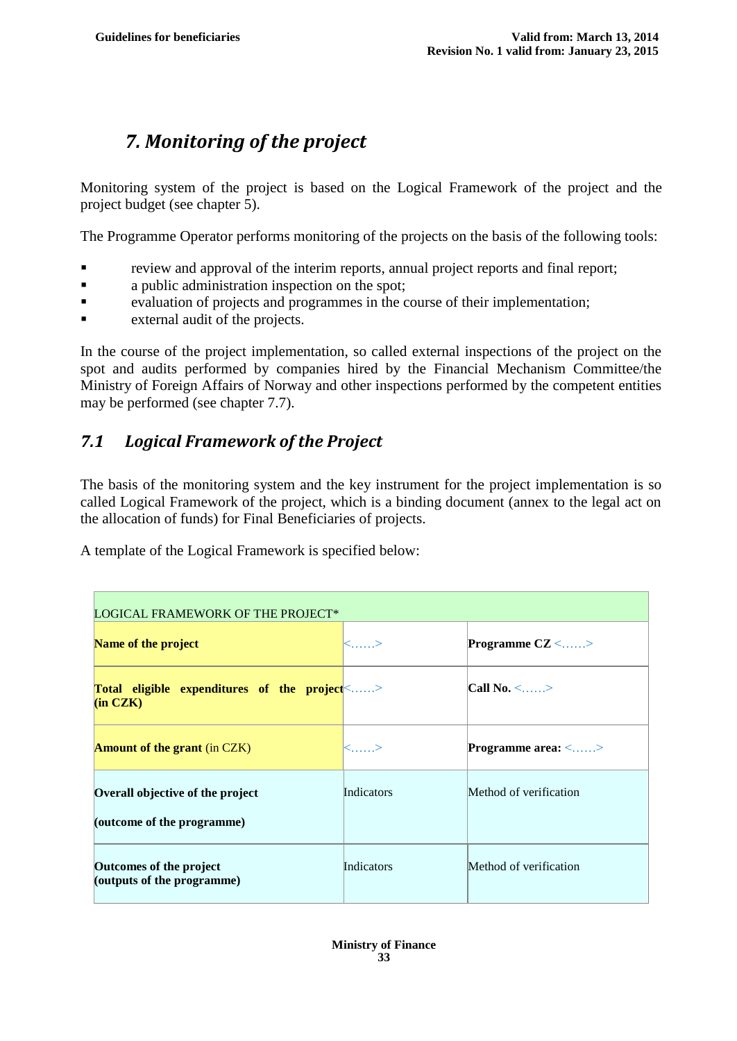# 7. Monitoring of the project

Monitoring system of the project is based on the Logical Framework of the project and the project budget (see chapter 5).

The Programme Operator performs monitoring of the projects on the basis of the following tools:

- review and approval of the interim reports, annual project reports and final report;
- a public administration inspection on the spot;
- evaluation of projects and programmes in the course of their implementation;
- external audit of the projects.

In the course of the project implementation, so called external inspections of the project on the spot and audits performed by companies hired by the Financial Mechanism Committee/the Ministry of Foreign Affairs of Norway and other inspections performed by the competent entities may be performed (see chapter 7.7).

## 7.1 Logical Framework of the Project

The basis of the monitoring system and the key instrument for the project implementation is so called Logical Framework of the project, which is a binding document (annex to the legal act on the allocation of funds) for Final Beneficiaries of projects.

A template of the Logical Framework is specified below:

| LOGICAL FRAMEWORK OF THE PROJECT* | | |
|---|---|---|
| **Name of the project** | <……> | **Programme CZ** <……> |
| **Total eligible expenditures of the project (in CZK)** | <……> | **Call No.** <……> |
| **Amount of the grant** (in CZK) | <……> | **Programme area:** <……> |
| **Overall objective of the project**<br><br>**(outcome of the programme)** | Indicators | Method of verification |
| **Outcomes of the project**<br>**(outputs of the programme)** | Indicators | Method of verification |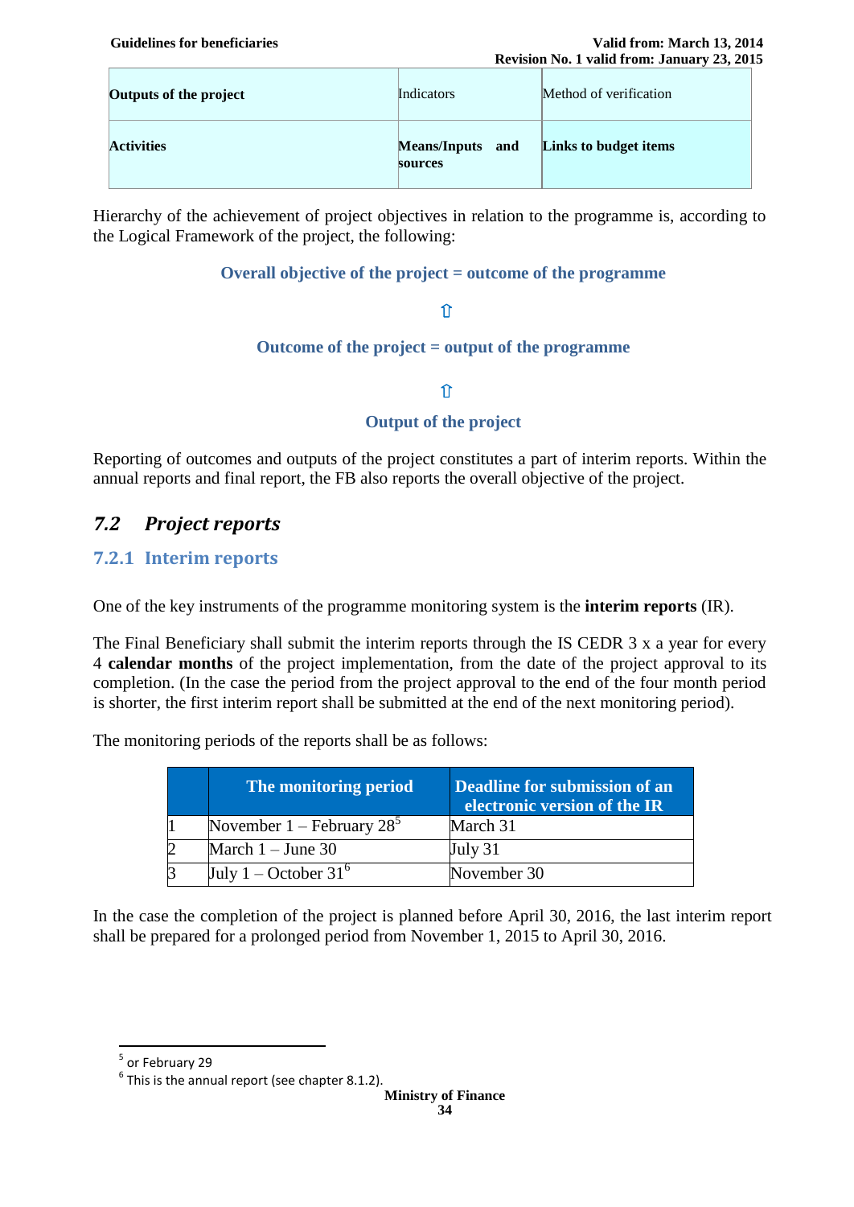| **Outputs of the project** | Indicators | Method of verification |
|---|---|---|
| **Activities** | **Means/Inputs and sources** | **Links to budget items** |

Hierarchy of the achievement of project objectives in relation to the programme is, according to the Logical Framework of the project, the following:

**Overall objective of the project = outcome of the programme**

⇧

**Outcome of the project = output of the programme**

⇧

**Output of the project**

Reporting of outcomes and outputs of the project constitutes a part of interim reports. Within the annual reports and final report, the FB also reports the overall objective of the project.

## *7.2 Project reports*

### 7.2.1 Interim reports

One of the key instruments of the programme monitoring system is the **interim reports** (IR).

The Final Beneficiary shall submit the interim reports through the IS CEDR 3 x a year for every 4 **calendar months** of the project implementation, from the date of the project approval to its completion. (In the case the period from the project approval to the end of the four month period is shorter, the first interim report shall be submitted at the end of the next monitoring period).

The monitoring periods of the reports shall be as follows:

| | The monitoring period | Deadline for submission of an electronic version of the IR |
|---|---|---|
| 1 | November 1 – February 28[5] | March 31 |
| 2 | March 1 – June 30 | July 31 |
| 3 | July 1 – October 31[6] | November 30 |

In the case the completion of the project is planned before April 30, 2016, the last interim report shall be prepared for a prolonged period from November 1, 2015 to April 30, 2016.

[5] or February 29

[6] This is the annual report (see chapter 8.1.2).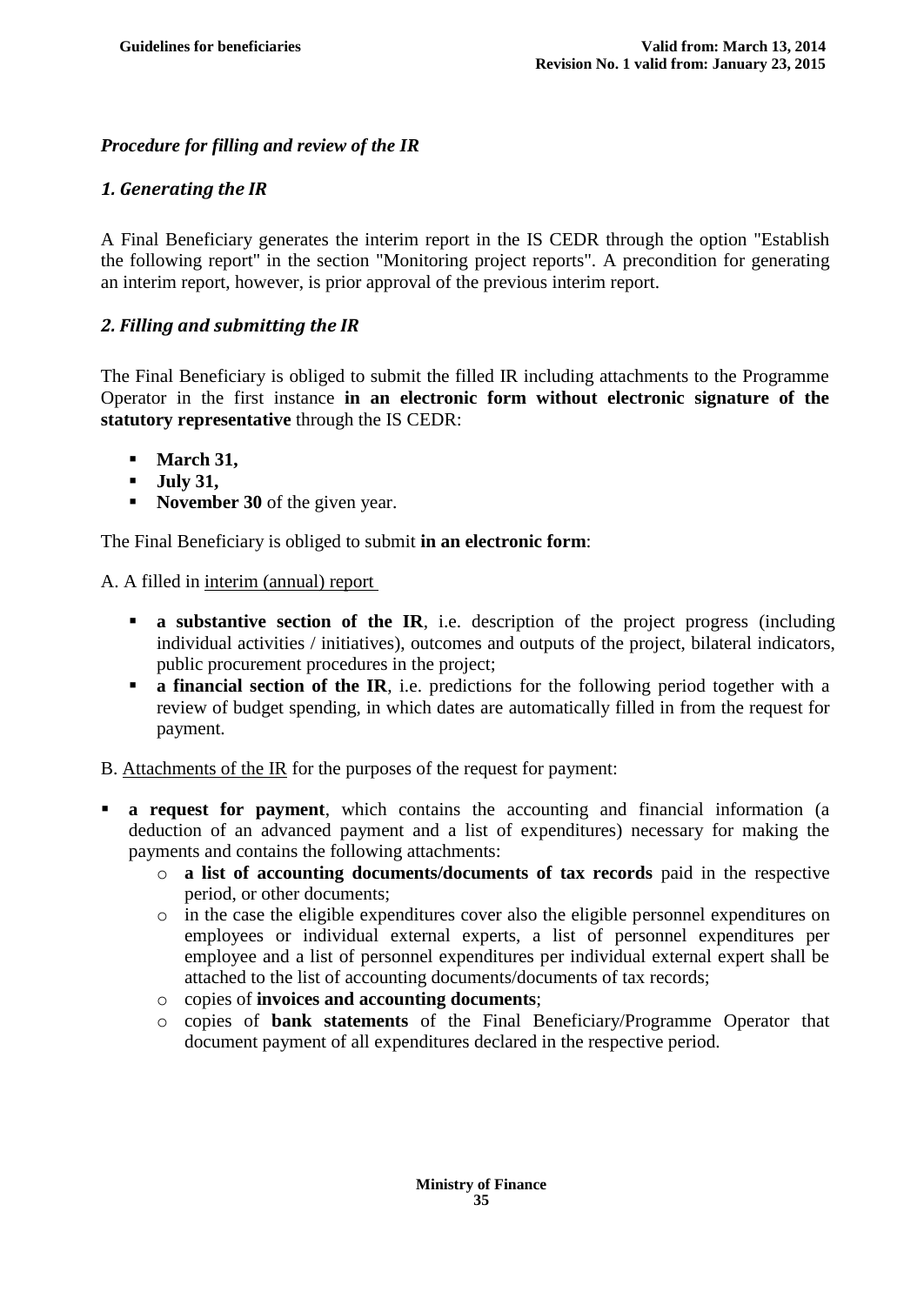***Procedure for filling and review of the IR***

### *1. Generating the IR*

A Final Beneficiary generates the interim report in the IS CEDR through the option "Establish the following report" in the section "Monitoring project reports". A precondition for generating an interim report, however, is prior approval of the previous interim report.

### *2. Filling and submitting the IR*

The Final Beneficiary is obliged to submit the filled IR including attachments to the Programme Operator in the first instance **in an electronic form without electronic signature of the statutory representative** through the IS CEDR:

- **March 31,**
- **July 31,**
- **November 30** of the given year.

The Final Beneficiary is obliged to submit **in an electronic form**:

A. A filled in interim (annual) report

- **a substantive section of the IR**, i.e. description of the project progress (including individual activities / initiatives), outcomes and outputs of the project, bilateral indicators, public procurement procedures in the project;
- **a financial section of the IR**, i.e. predictions for the following period together with a review of budget spending, in which dates are automatically filled in from the request for payment.

B. Attachments of the IR for the purposes of the request for payment:

- **a request for payment**, which contains the accounting and financial information (a deduction of an advanced payment and a list of expenditures) necessary for making the payments and contains the following attachments:
  - **a list of accounting documents/documents of tax records** paid in the respective period, or other documents;
  - in the case the eligible expenditures cover also the eligible personnel expenditures on employees or individual external experts, a list of personnel expenditures per employee and a list of personnel expenditures per individual external expert shall be attached to the list of accounting documents/documents of tax records;
  - copies of **invoices and accounting documents**;
  - copies of **bank statements** of the Final Beneficiary/Programme Operator that document payment of all expenditures declared in the respective period.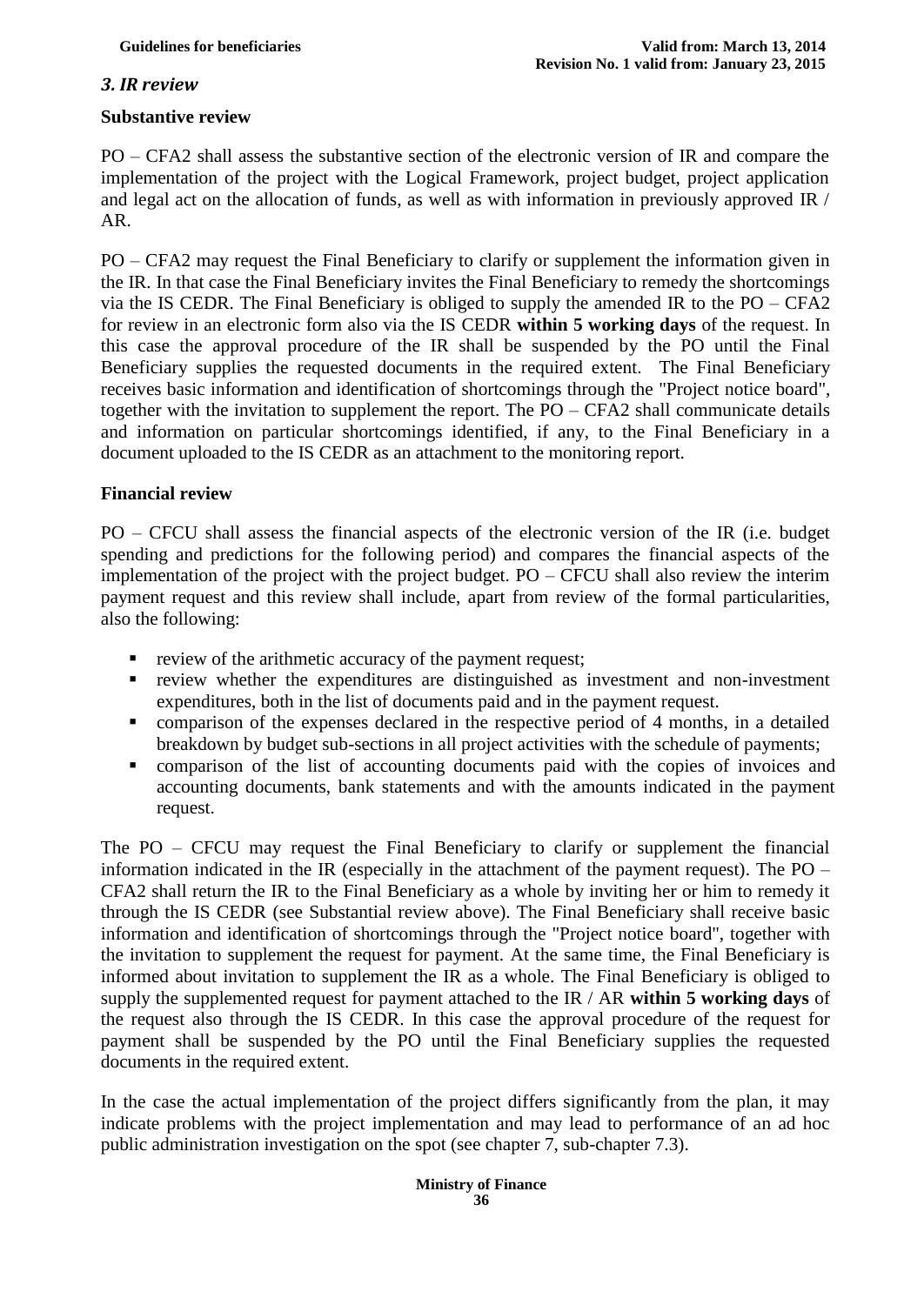### *3. IR review*

**Substantive review**

PO – CFA2 shall assess the substantive section of the electronic version of IR and compare the implementation of the project with the Logical Framework, project budget, project application and legal act on the allocation of funds, as well as with information in previously approved IR / AR.

PO – CFA2 may request the Final Beneficiary to clarify or supplement the information given in the IR. In that case the Final Beneficiary invites the Final Beneficiary to remedy the shortcomings via the IS CEDR. The Final Beneficiary is obliged to supply the amended IR to the PO – CFA2 for review in an electronic form also via the IS CEDR **within 5 working days** of the request. In this case the approval procedure of the IR shall be suspended by the PO until the Final Beneficiary supplies the requested documents in the required extent. The Final Beneficiary receives basic information and identification of shortcomings through the "Project notice board", together with the invitation to supplement the report. The PO – CFA2 shall communicate details and information on particular shortcomings identified, if any, to the Final Beneficiary in a document uploaded to the IS CEDR as an attachment to the monitoring report.

**Financial review**

PO – CFCU shall assess the financial aspects of the electronic version of the IR (i.e. budget spending and predictions for the following period) and compares the financial aspects of the implementation of the project with the project budget. PO – CFCU shall also review the interim payment request and this review shall include, apart from review of the formal particularities, also the following:

- review of the arithmetic accuracy of the payment request;
- review whether the expenditures are distinguished as investment and non-investment expenditures, both in the list of documents paid and in the payment request.
- comparison of the expenses declared in the respective period of 4 months, in a detailed breakdown by budget sub-sections in all project activities with the schedule of payments;
- comparison of the list of accounting documents paid with the copies of invoices and accounting documents, bank statements and with the amounts indicated in the payment request.

The PO – CFCU may request the Final Beneficiary to clarify or supplement the financial information indicated in the IR (especially in the attachment of the payment request). The PO – CFA2 shall return the IR to the Final Beneficiary as a whole by inviting her or him to remedy it through the IS CEDR (see Substantial review above). The Final Beneficiary shall receive basic information and identification of shortcomings through the "Project notice board", together with the invitation to supplement the request for payment. At the same time, the Final Beneficiary is informed about invitation to supplement the IR as a whole. The Final Beneficiary is obliged to supply the supplemented request for payment attached to the IR / AR **within 5 working days** of the request also through the IS CEDR. In this case the approval procedure of the request for payment shall be suspended by the PO until the Final Beneficiary supplies the requested documents in the required extent.

In the case the actual implementation of the project differs significantly from the plan, it may indicate problems with the project implementation and may lead to performance of an ad hoc public administration investigation on the spot (see chapter 7, sub-chapter 7.3).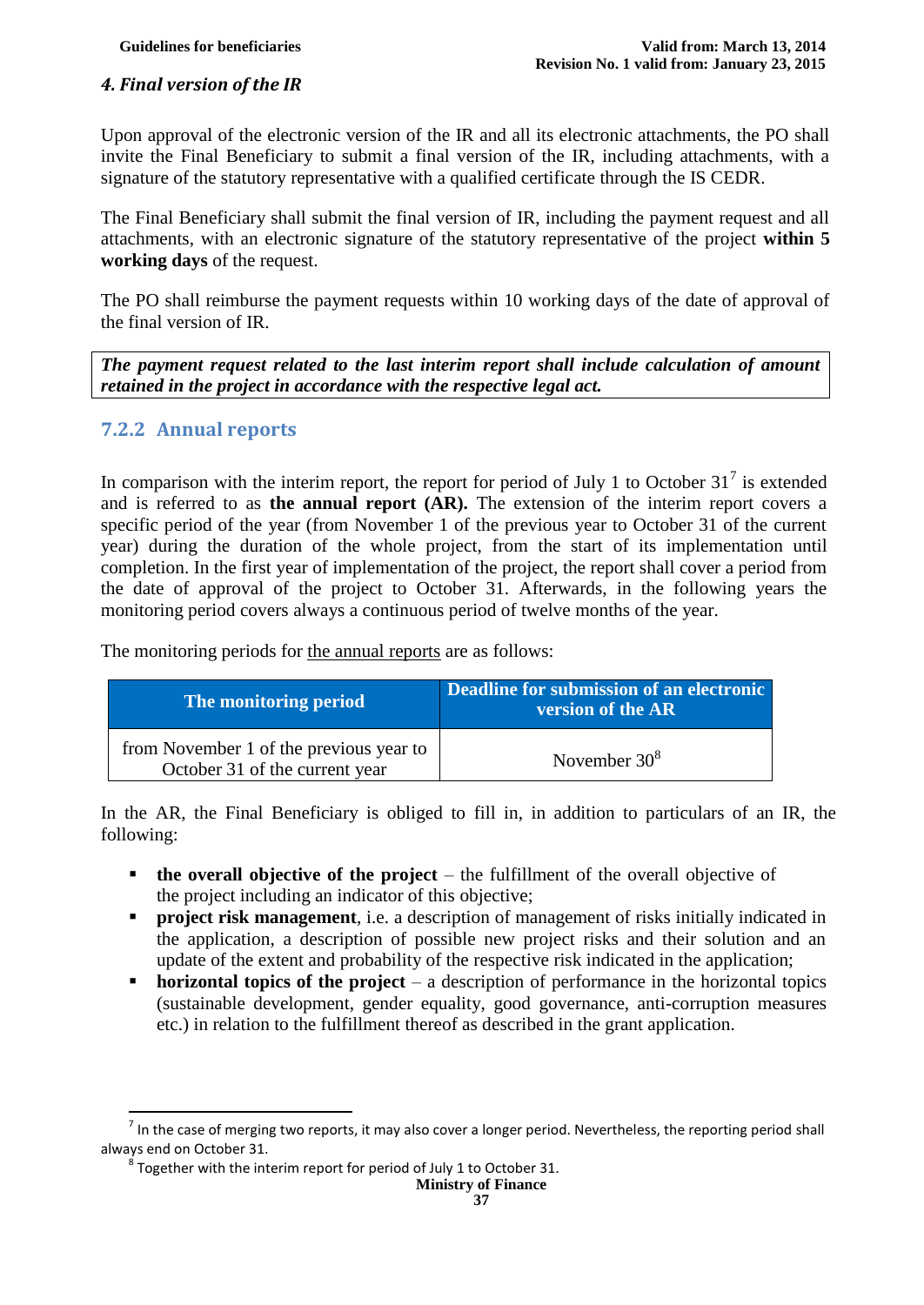*4. Final version of the IR*

Upon approval of the electronic version of the IR and all its electronic attachments, the PO shall invite the Final Beneficiary to submit a final version of the IR, including attachments, with a signature of the statutory representative with a qualified certificate through the IS CEDR.

The Final Beneficiary shall submit the final version of IR, including the payment request and all attachments, with an electronic signature of the statutory representative of the project **within 5 working days** of the request.

The PO shall reimburse the payment requests within 10 working days of the date of approval of the final version of IR.

***The payment request related to the last interim report shall include calculation of amount retained in the project in accordance with the respective legal act.***

### 7.2.2 Annual reports

In comparison with the interim report, the report for period of July 1 to October 31[7] is extended and is referred to as **the annual report (AR).** The extension of the interim report covers a specific period of the year (from November 1 of the previous year to October 31 of the current year) during the duration of the whole project, from the start of its implementation until completion. In the first year of implementation of the project, the report shall cover a period from the date of approval of the project to October 31. Afterwards, in the following years the monitoring period covers always a continuous period of twelve months of the year.

The monitoring periods for the annual reports are as follows:

| The monitoring period | Deadline for submission of an electronic version of the AR |
|---|---|
| from November 1 of the previous year to October 31 of the current year | November 30[8] |

In the AR, the Final Beneficiary is obliged to fill in, in addition to particulars of an IR, the following:

- **the overall objective of the project** – the fulfillment of the overall objective of the project including an indicator of this objective;
- **project risk management**, i.e. a description of management of risks initially indicated in the application, a description of possible new project risks and their solution and an update of the extent and probability of the respective risk indicated in the application;
- **horizontal topics of the project** – a description of performance in the horizontal topics (sustainable development, gender equality, good governance, anti-corruption measures etc.) in relation to the fulfillment thereof as described in the grant application.

[7] In the case of merging two reports, it may also cover a longer period. Nevertheless, the reporting period shall always end on October 31.

[8] Together with the interim report for period of July 1 to October 31.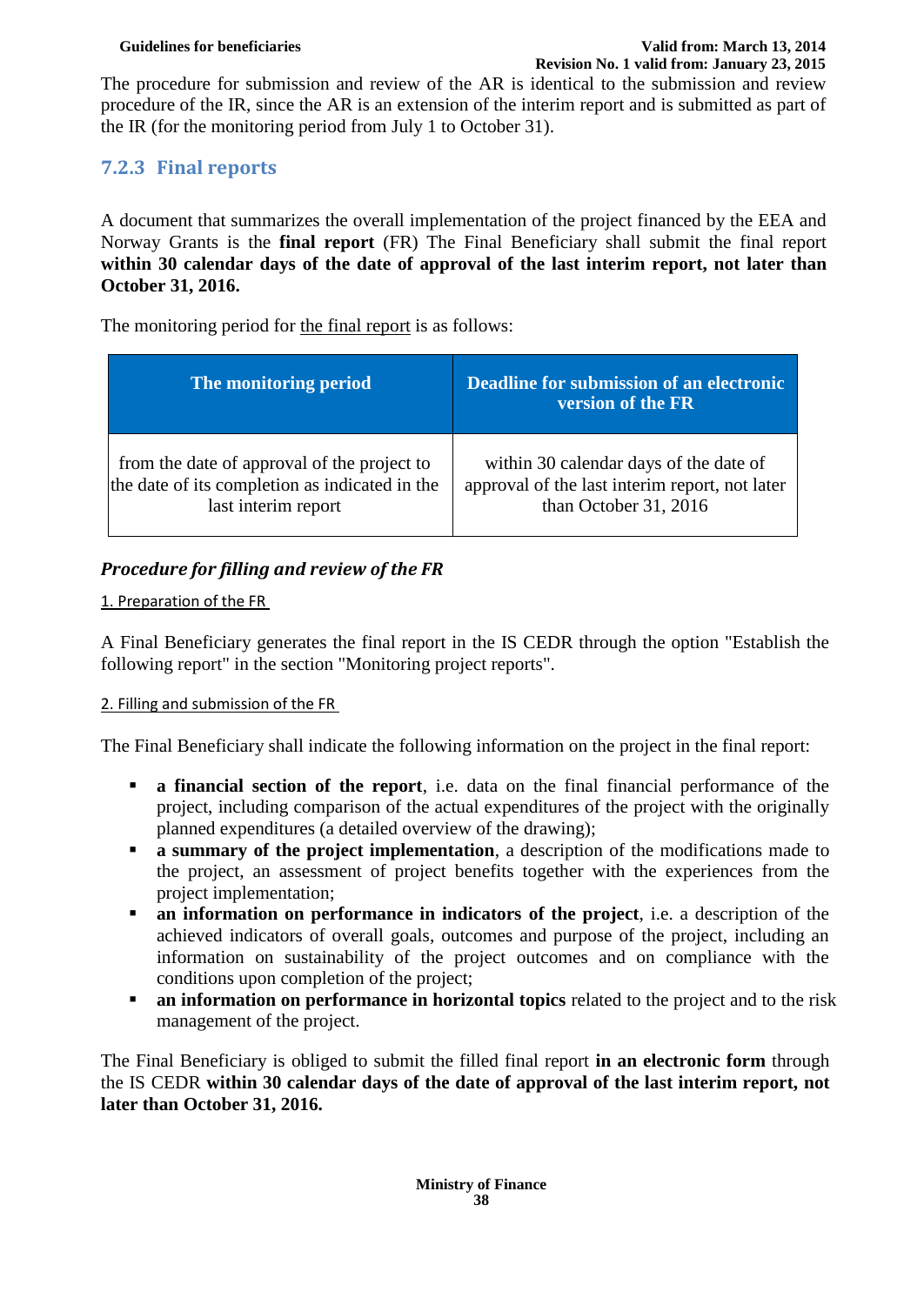The procedure for submission and review of the AR is identical to the submission and review procedure of the IR, since the AR is an extension of the interim report and is submitted as part of the IR (for the monitoring period from July 1 to October 31).

### 7.2.3 Final reports

A document that summarizes the overall implementation of the project financed by the EEA and Norway Grants is the **final report** (FR) The Final Beneficiary shall submit the final report **within 30 calendar days of the date of approval of the last interim report, not later than October 31, 2016.**

The monitoring period for the final report is as follows:

| The monitoring period | Deadline for submission of an electronic version of the FR |
|---|---|
| from the date of approval of the project to the date of its completion as indicated in the last interim report | within 30 calendar days of the date of approval of the last interim report, not later than October 31, 2016 |

***Procedure for filling and review of the FR***

1. Preparation of the FR

A Final Beneficiary generates the final report in the IS CEDR through the option "Establish the following report" in the section "Monitoring project reports".

2. Filling and submission of the FR

The Final Beneficiary shall indicate the following information on the project in the final report:

- **a financial section of the report**, i.e. data on the final financial performance of the project, including comparison of the actual expenditures of the project with the originally planned expenditures (a detailed overview of the drawing);
- **a summary of the project implementation**, a description of the modifications made to the project, an assessment of project benefits together with the experiences from the project implementation;
- **an information on performance in indicators of the project**, i.e. a description of the achieved indicators of overall goals, outcomes and purpose of the project, including an information on sustainability of the project outcomes and on compliance with the conditions upon completion of the project;
- **an information on performance in horizontal topics** related to the project and to the risk management of the project.

The Final Beneficiary is obliged to submit the filled final report **in an electronic form** through the IS CEDR **within 30 calendar days of the date of approval of the last interim report, not later than October 31, 2016.**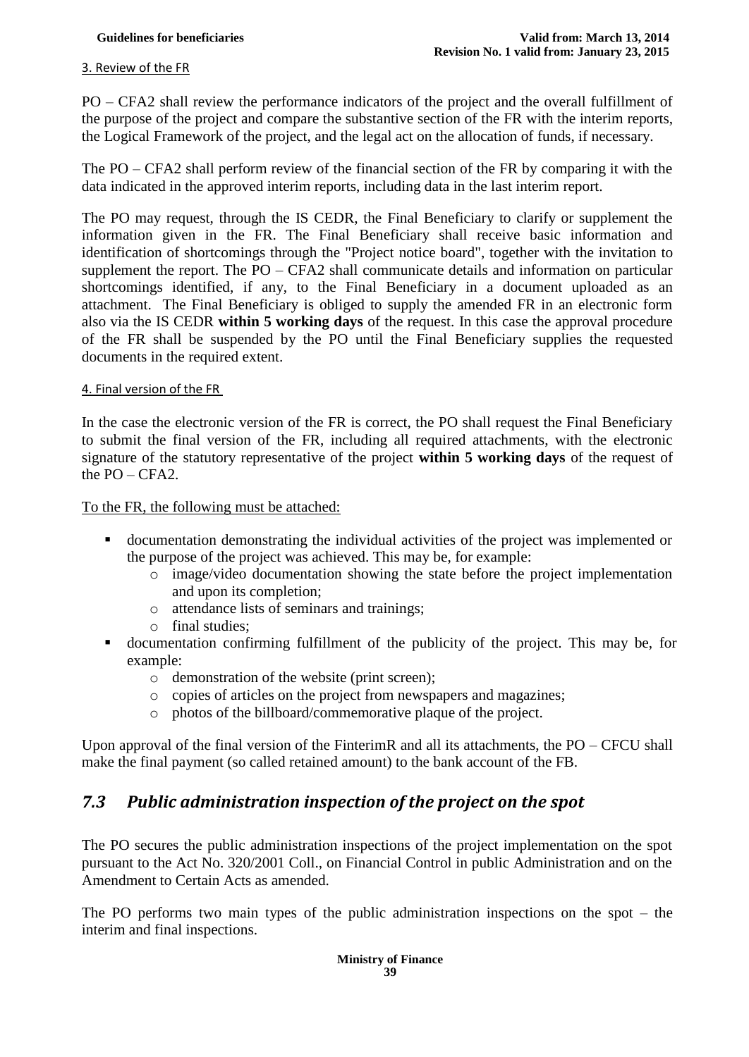3. Review of the FR

PO – CFA2 shall review the performance indicators of the project and the overall fulfillment of the purpose of the project and compare the substantive section of the FR with the interim reports, the Logical Framework of the project, and the legal act on the allocation of funds, if necessary.

The PO – CFA2 shall perform review of the financial section of the FR by comparing it with the data indicated in the approved interim reports, including data in the last interim report.

The PO may request, through the IS CEDR, the Final Beneficiary to clarify or supplement the information given in the FR. The Final Beneficiary shall receive basic information and identification of shortcomings through the "Project notice board", together with the invitation to supplement the report. The PO – CFA2 shall communicate details and information on particular shortcomings identified, if any, to the Final Beneficiary in a document uploaded as an attachment. The Final Beneficiary is obliged to supply the amended FR in an electronic form also via the IS CEDR **within 5 working days** of the request. In this case the approval procedure of the FR shall be suspended by the PO until the Final Beneficiary supplies the requested documents in the required extent.

4. Final version of the FR

In the case the electronic version of the FR is correct, the PO shall request the Final Beneficiary to submit the final version of the FR, including all required attachments, with the electronic signature of the statutory representative of the project **within 5 working days** of the request of the PO – CFA2.

To the FR, the following must be attached:

- documentation demonstrating the individual activities of the project was implemented or the purpose of the project was achieved. This may be, for example:
  - image/video documentation showing the state before the project implementation and upon its completion;
  - attendance lists of seminars and trainings;
  - final studies;
- documentation confirming fulfillment of the publicity of the project. This may be, for example:
  - demonstration of the website (print screen);
  - copies of articles on the project from newspapers and magazines;
  - photos of the billboard/commemorative plaque of the project.

Upon approval of the final version of the FinterimR and all its attachments, the PO – CFCU shall make the final payment (so called retained amount) to the bank account of the FB.

## *7.3 Public administration inspection of the project on the spot*

The PO secures the public administration inspections of the project implementation on the spot pursuant to the Act No. 320/2001 Coll., on Financial Control in public Administration and on the Amendment to Certain Acts as amended.

The PO performs two main types of the public administration inspections on the spot – the interim and final inspections.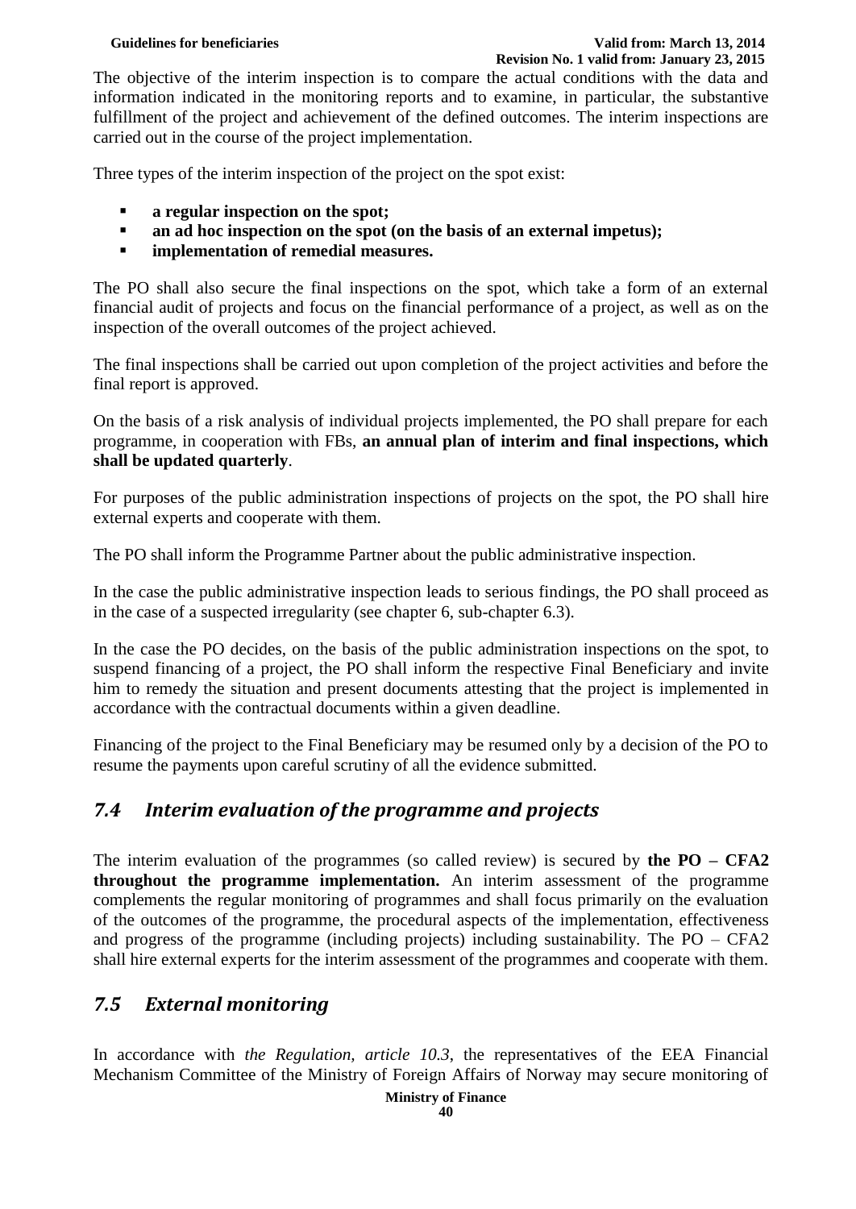The objective of the interim inspection is to compare the actual conditions with the data and information indicated in the monitoring reports and to examine, in particular, the substantive fulfillment of the project and achievement of the defined outcomes. The interim inspections are carried out in the course of the project implementation.

Three types of the interim inspection of the project on the spot exist:

- **a regular inspection on the spot;**
- **an ad hoc inspection on the spot (on the basis of an external impetus);**
- **implementation of remedial measures.**

The PO shall also secure the final inspections on the spot, which take a form of an external financial audit of projects and focus on the financial performance of a project, as well as on the inspection of the overall outcomes of the project achieved.

The final inspections shall be carried out upon completion of the project activities and before the final report is approved.

On the basis of a risk analysis of individual projects implemented, the PO shall prepare for each programme, in cooperation with FBs, **an annual plan of interim and final inspections, which shall be updated quarterly**.

For purposes of the public administration inspections of projects on the spot, the PO shall hire external experts and cooperate with them.

The PO shall inform the Programme Partner about the public administrative inspection.

In the case the public administrative inspection leads to serious findings, the PO shall proceed as in the case of a suspected irregularity (see chapter 6, sub-chapter 6.3).

In the case the PO decides, on the basis of the public administration inspections on the spot, to suspend financing of a project, the PO shall inform the respective Final Beneficiary and invite him to remedy the situation and present documents attesting that the project is implemented in accordance with the contractual documents within a given deadline.

Financing of the project to the Final Beneficiary may be resumed only by a decision of the PO to resume the payments upon careful scrutiny of all the evidence submitted.

## *7.4 Interim evaluation of the programme and projects*

The interim evaluation of the programmes (so called review) is secured by **the PO – CFA2 throughout the programme implementation.** An interim assessment of the programme complements the regular monitoring of programmes and shall focus primarily on the evaluation of the outcomes of the programme, the procedural aspects of the implementation, effectiveness and progress of the programme (including projects) including sustainability. The PO – CFA2 shall hire external experts for the interim assessment of the programmes and cooperate with them.

## *7.5 External monitoring*

In accordance with *the Regulation, article 10.3*, the representatives of the EEA Financial Mechanism Committee of the Ministry of Foreign Affairs of Norway may secure monitoring of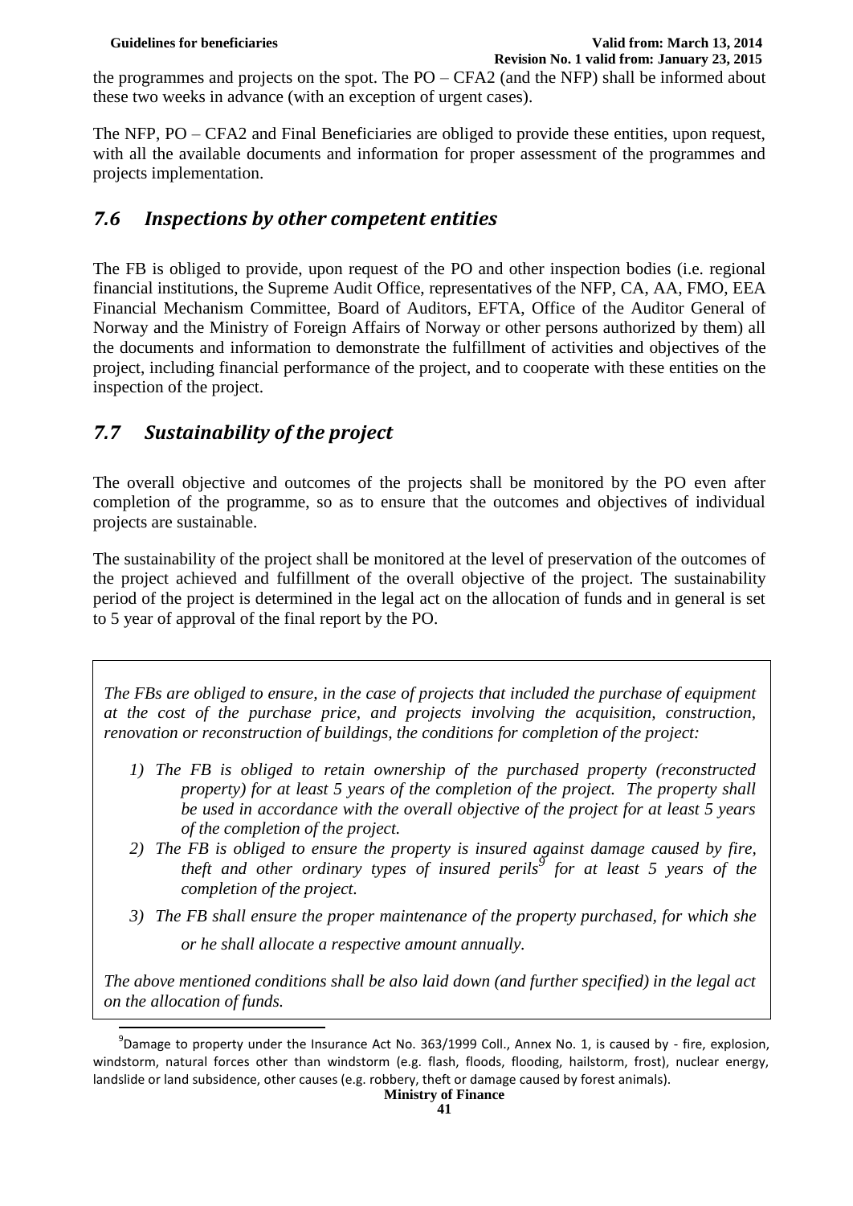the programmes and projects on the spot. The PO – CFA2 (and the NFP) shall be informed about these two weeks in advance (with an exception of urgent cases).

The NFP, PO – CFA2 and Final Beneficiaries are obliged to provide these entities, upon request, with all the available documents and information for proper assessment of the programmes and projects implementation.

## *7.6 Inspections by other competent entities*

The FB is obliged to provide, upon request of the PO and other inspection bodies (i.e. regional financial institutions, the Supreme Audit Office, representatives of the NFP, CA, AA, FMO, EEA Financial Mechanism Committee, Board of Auditors, EFTA, Office of the Auditor General of Norway and the Ministry of Foreign Affairs of Norway or other persons authorized by them) all the documents and information to demonstrate the fulfillment of activities and objectives of the project, including financial performance of the project, and to cooperate with these entities on the inspection of the project.

## *7.7 Sustainability of the project*

The overall objective and outcomes of the projects shall be monitored by the PO even after completion of the programme, so as to ensure that the outcomes and objectives of individual projects are sustainable.

The sustainability of the project shall be monitored at the level of preservation of the outcomes of the project achieved and fulfillment of the overall objective of the project. The sustainability period of the project is determined in the legal act on the allocation of funds and in general is set to 5 year of approval of the final report by the PO.

*The FBs are obliged to ensure, in the case of projects that included the purchase of equipment at the cost of the purchase price, and projects involving the acquisition, construction, renovation or reconstruction of buildings, the conditions for completion of the project:*

1) *The FB is obliged to retain ownership of the purchased property (reconstructed property) for at least 5 years of the completion of the project. The property shall be used in accordance with the overall objective of the project for at least 5 years of the completion of the project.*
2) *The FB is obliged to ensure the property is insured against damage caused by fire, theft and other ordinary types of insured perils*[9] *for at least 5 years of the completion of the project.*
3) *The FB shall ensure the proper maintenance of the property purchased, for which she or he shall allocate a respective amount annually.*

*The above mentioned conditions shall be also laid down (and further specified) in the legal act on the allocation of funds.*

[9] Damage to property under the Insurance Act No. 363/1999 Coll., Annex No. 1, is caused by - fire, explosion, windstorm, natural forces other than windstorm (e.g. flash, floods, flooding, hailstorm, frost), nuclear energy, landslide or land subsidence, other causes (e.g. robbery, theft or damage caused by forest animals).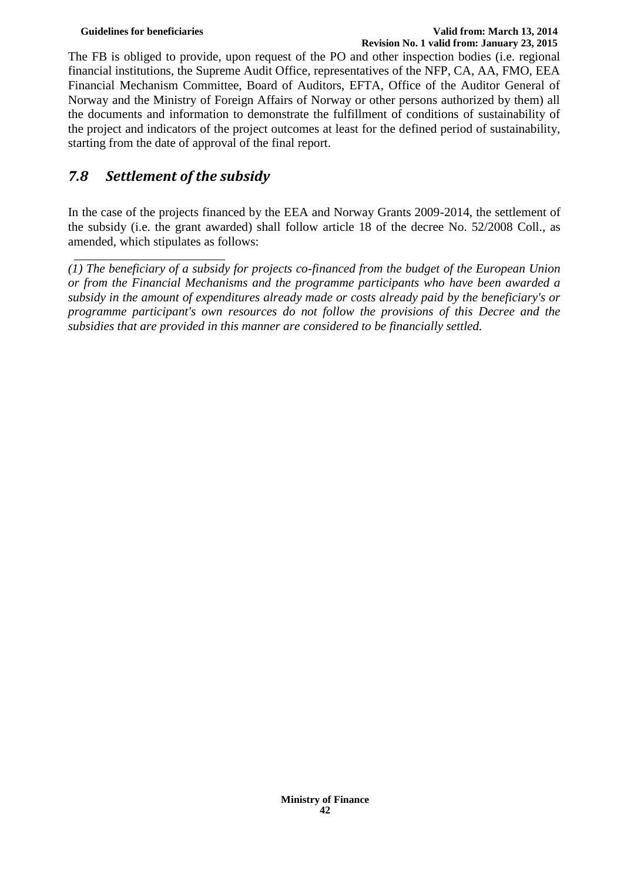The FB is obliged to provide, upon request of the PO and other inspection bodies (i.e. regional financial institutions, the Supreme Audit Office, representatives of the NFP, CA, AA, FMO, EEA Financial Mechanism Committee, Board of Auditors, EFTA, Office of the Auditor General of Norway and the Ministry of Foreign Affairs of Norway or other persons authorized by them) all the documents and information to demonstrate the fulfillment of conditions of sustainability of the project and indicators of the project outcomes at least for the defined period of sustainability, starting from the date of approval of the final report.

## *7.8 Settlement of the subsidy*

In the case of the projects financed by the EEA and Norway Grants 2009-2014, the settlement of the subsidy (i.e. the grant awarded) shall follow article 18 of the decree No. 52/2008 Coll., as amended, which stipulates as follows:

---

*(1) The beneficiary of a subsidy for projects co-financed from the budget of the European Union or from the Financial Mechanisms and the programme participants who have been awarded a subsidy in the amount of expenditures already made or costs already paid by the beneficiary's or programme participant's own resources do not follow the provisions of this Decree and the subsidies that are provided in this manner are considered to be financially settled.*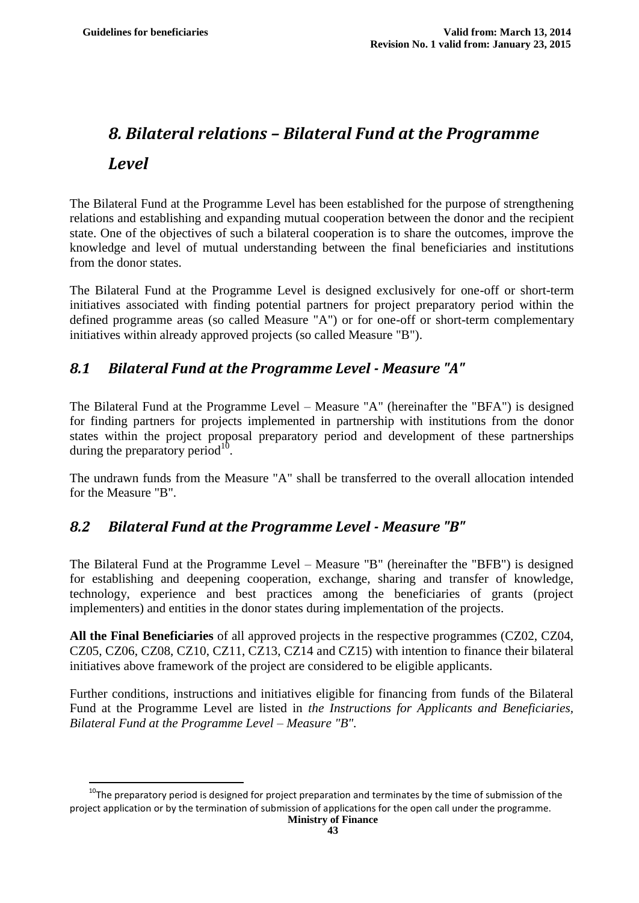# 8. Bilateral relations – Bilateral Fund at the Programme Level

The Bilateral Fund at the Programme Level has been established for the purpose of strengthening relations and establishing and expanding mutual cooperation between the donor and the recipient state. One of the objectives of such a bilateral cooperation is to share the outcomes, improve the knowledge and level of mutual understanding between the final beneficiaries and institutions from the donor states.

The Bilateral Fund at the Programme Level is designed exclusively for one-off or short-term initiatives associated with finding potential partners for project preparatory period within the defined programme areas (so called Measure "A") or for one-off or short-term complementary initiatives within already approved projects (so called Measure "B").

## 8.1 Bilateral Fund at the Programme Level - Measure "A"

The Bilateral Fund at the Programme Level – Measure "A" (hereinafter the "BFA") is designed for finding partners for projects implemented in partnership with institutions from the donor states within the project proposal preparatory period and development of these partnerships during the preparatory period[10].

The undrawn funds from the Measure "A" shall be transferred to the overall allocation intended for the Measure "B".

## 8.2 Bilateral Fund at the Programme Level - Measure "B"

The Bilateral Fund at the Programme Level – Measure "B" (hereinafter the "BFB") is designed for establishing and deepening cooperation, exchange, sharing and transfer of knowledge, technology, experience and best practices among the beneficiaries of grants (project implementers) and entities in the donor states during implementation of the projects.

**All the Final Beneficiaries** of all approved projects in the respective programmes (CZ02, CZ04, CZ05, CZ06, CZ08, CZ10, CZ11, CZ13, CZ14 and CZ15) with intention to finance their bilateral initiatives above framework of the project are considered to be eligible applicants.

Further conditions, instructions and initiatives eligible for financing from funds of the Bilateral Fund at the Programme Level are listed in *the Instructions for Applicants and Beneficiaries, Bilateral Fund at the Programme Level – Measure "B".*

---

[10] The preparatory period is designed for project preparation and terminates by the time of submission of the project application or by the termination of submission of applications for the open call under the programme.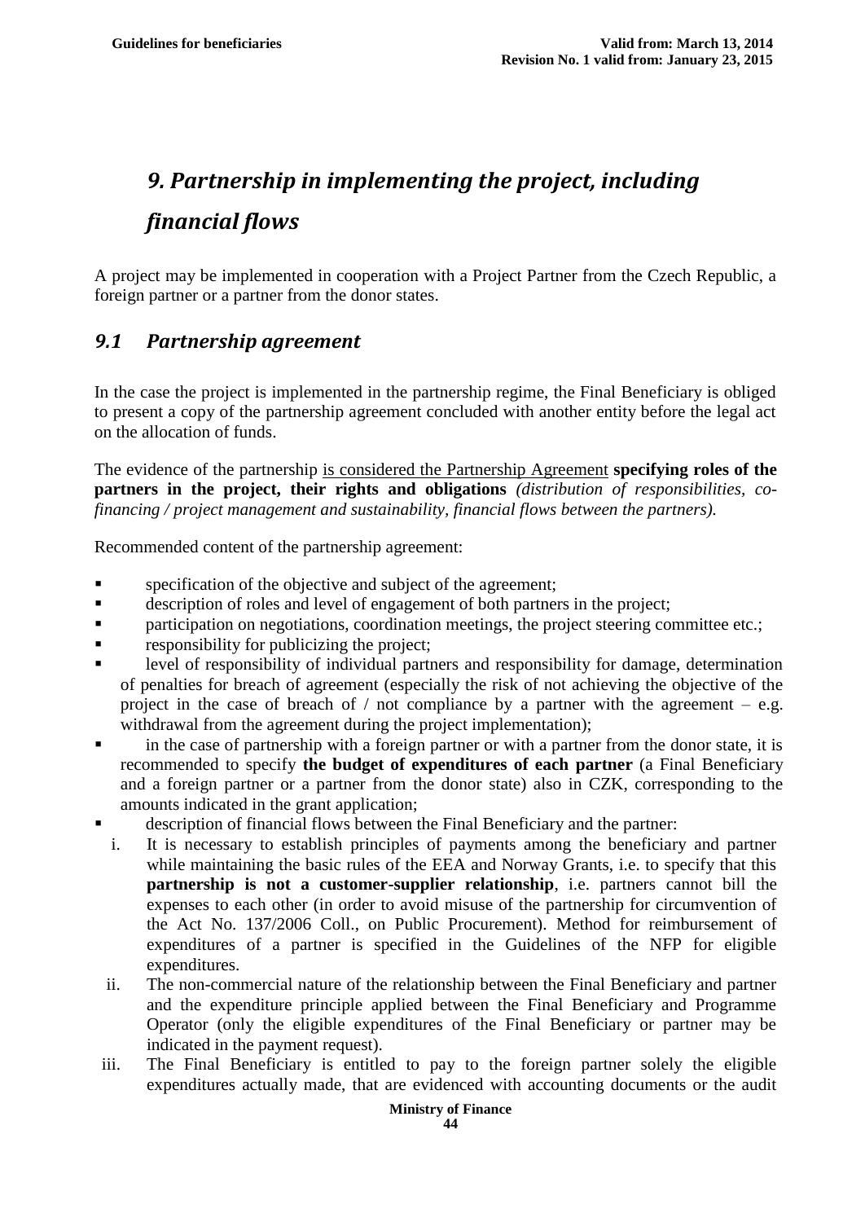# *9. Partnership in implementing the project, including financial flows*

A project may be implemented in cooperation with a Project Partner from the Czech Republic, a foreign partner or a partner from the donor states.

## *9.1 Partnership agreement*

In the case the project is implemented in the partnership regime, the Final Beneficiary is obliged to present a copy of the partnership agreement concluded with another entity before the legal act on the allocation of funds.

The evidence of the partnership <u>is considered the Partnership Agreement</u> **specifying roles of the partners in the project, their rights and obligations** *(distribution of responsibilities, co-financing / project management and sustainability, financial flows between the partners).*

Recommended content of the partnership agreement:

- specification of the objective and subject of the agreement;
- description of roles and level of engagement of both partners in the project;
- participation on negotiations, coordination meetings, the project steering committee etc.;
- responsibility for publicizing the project;
- level of responsibility of individual partners and responsibility for damage, determination of penalties for breach of agreement (especially the risk of not achieving the objective of the project in the case of breach of / not compliance by a partner with the agreement – e.g. withdrawal from the agreement during the project implementation);
- in the case of partnership with a foreign partner or with a partner from the donor state, it is recommended to specify **the budget of expenditures of each partner** (a Final Beneficiary and a foreign partner or a partner from the donor state) also in CZK, corresponding to the amounts indicated in the grant application;
- description of financial flows between the Final Beneficiary and the partner:
  1. It is necessary to establish principles of payments among the beneficiary and partner while maintaining the basic rules of the EEA and Norway Grants, i.e. to specify that this **partnership is not a customer-supplier relationship**, i.e. partners cannot bill the expenses to each other (in order to avoid misuse of the partnership for circumvention of the Act No. 137/2006 Coll., on Public Procurement). Method for reimbursement of expenditures of a partner is specified in the Guidelines of the NFP for eligible expenditures.
  2. The non-commercial nature of the relationship between the Final Beneficiary and partner and the expenditure principle applied between the Final Beneficiary and Programme Operator (only the eligible expenditures of the Final Beneficiary or partner may be indicated in the payment request).
  3. The Final Beneficiary is entitled to pay to the foreign partner solely the eligible expenditures actually made, that are evidenced with accounting documents or the audit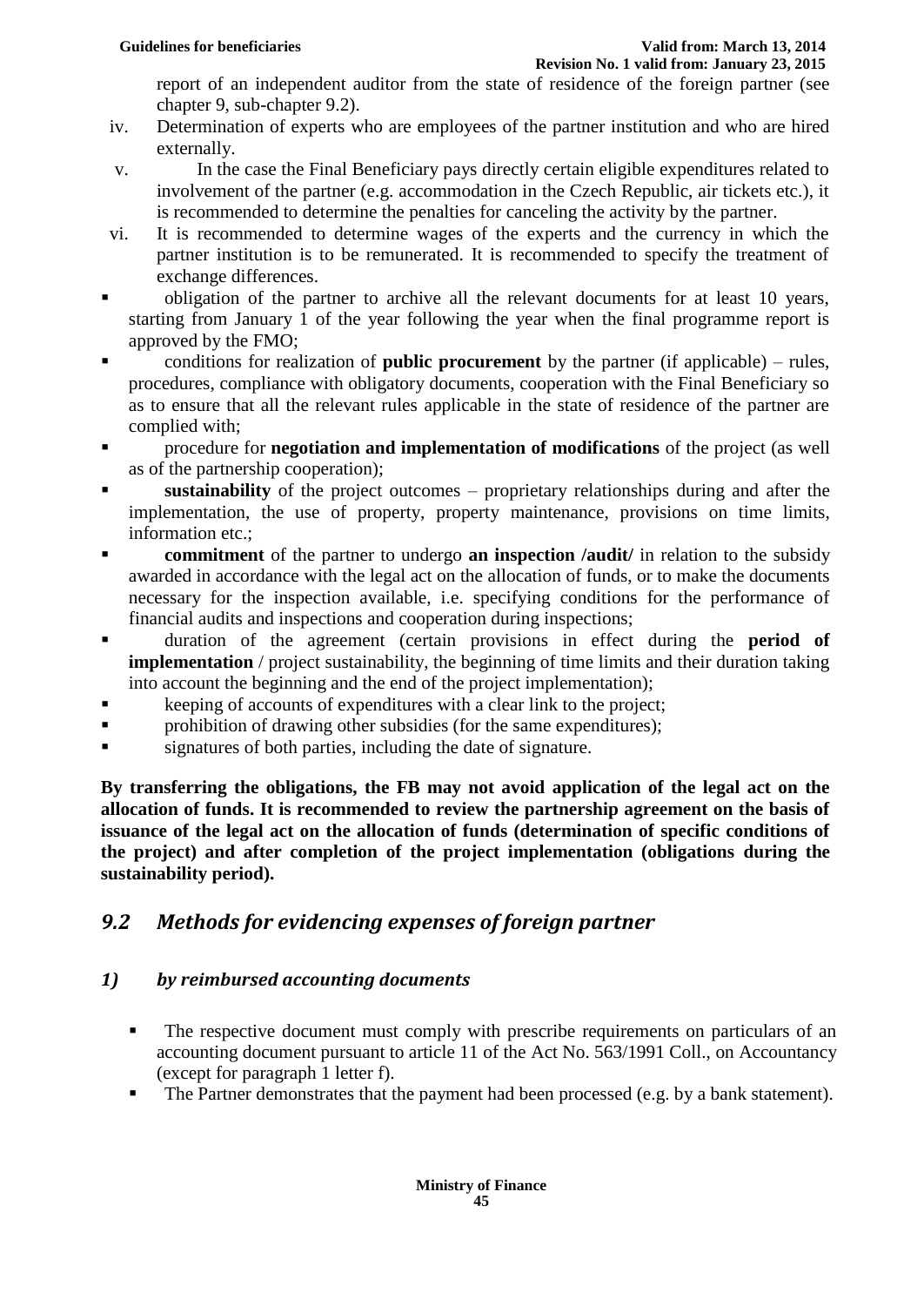report of an independent auditor from the state of residence of the foreign partner (see chapter 9, sub-chapter 9.2).

iv. Determination of experts who are employees of the partner institution and who are hired externally.

v. In the case the Final Beneficiary pays directly certain eligible expenditures related to involvement of the partner (e.g. accommodation in the Czech Republic, air tickets etc.), it is recommended to determine the penalties for canceling the activity by the partner.

vi. It is recommended to determine wages of the experts and the currency in which the partner institution is to be remunerated. It is recommended to specify the treatment of exchange differences.

- obligation of the partner to archive all the relevant documents for at least 10 years, starting from January 1 of the year following the year when the final programme report is approved by the FMO;
- conditions for realization of **public procurement** by the partner (if applicable) – rules, procedures, compliance with obligatory documents, cooperation with the Final Beneficiary so as to ensure that all the relevant rules applicable in the state of residence of the partner are complied with;
- procedure for **negotiation and implementation of modifications** of the project (as well as of the partnership cooperation);
- **sustainability** of the project outcomes – proprietary relationships during and after the implementation, the use of property, property maintenance, provisions on time limits, information etc.;
- **commitment** of the partner to undergo **an inspection /audit/** in relation to the subsidy awarded in accordance with the legal act on the allocation of funds, or to make the documents necessary for the inspection available, i.e. specifying conditions for the performance of financial audits and inspections and cooperation during inspections;
- duration of the agreement (certain provisions in effect during the **period of implementation** / project sustainability, the beginning of time limits and their duration taking into account the beginning and the end of the project implementation);
- keeping of accounts of expenditures with a clear link to the project;
- prohibition of drawing other subsidies (for the same expenditures);
- signatures of both parties, including the date of signature.

**By transferring the obligations, the FB may not avoid application of the legal act on the allocation of funds. It is recommended to review the partnership agreement on the basis of issuance of the legal act on the allocation of funds (determination of specific conditions of the project) and after completion of the project implementation (obligations during the sustainability period).**

## *9.2 Methods for evidencing expenses of foreign partner*

### *1) by reimbursed accounting documents*

- The respective document must comply with prescribe requirements on particulars of an accounting document pursuant to article 11 of the Act No. 563/1991 Coll., on Accountancy (except for paragraph 1 letter f).
- The Partner demonstrates that the payment had been processed (e.g. by a bank statement).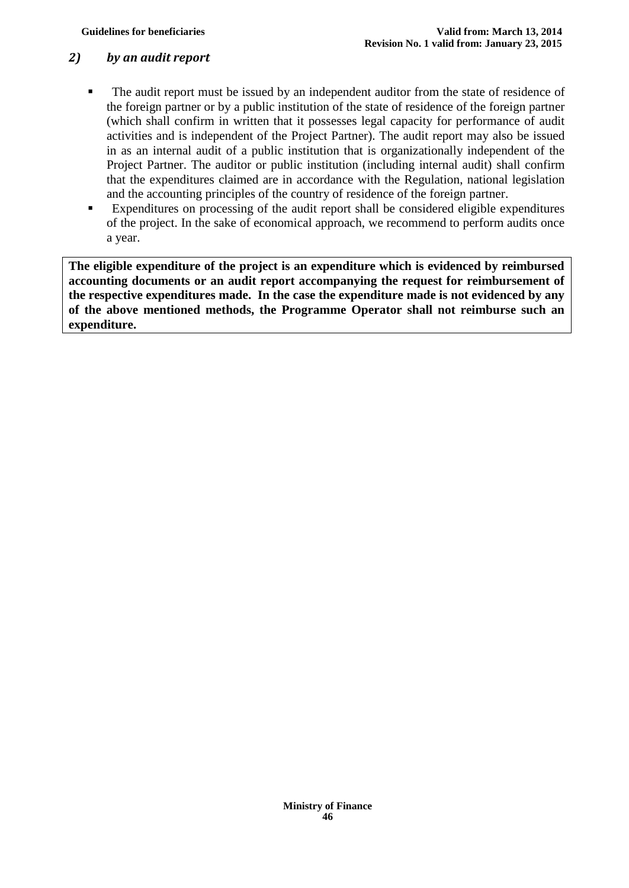## *2) by an audit report*

- The audit report must be issued by an independent auditor from the state of residence of the foreign partner or by a public institution of the state of residence of the foreign partner (which shall confirm in written that it possesses legal capacity for performance of audit activities and is independent of the Project Partner). The audit report may also be issued in as an internal audit of a public institution that is organizationally independent of the Project Partner. The auditor or public institution (including internal audit) shall confirm that the expenditures claimed are in accordance with the Regulation, national legislation and the accounting principles of the country of residence of the foreign partner.
- Expenditures on processing of the audit report shall be considered eligible expenditures of the project. In the sake of economical approach, we recommend to perform audits once a year.

**The eligible expenditure of the project is an expenditure which is evidenced by reimbursed accounting documents or an audit report accompanying the request for reimbursement of the respective expenditures made. In the case the expenditure made is not evidenced by any of the above mentioned methods, the Programme Operator shall not reimburse such an expenditure.**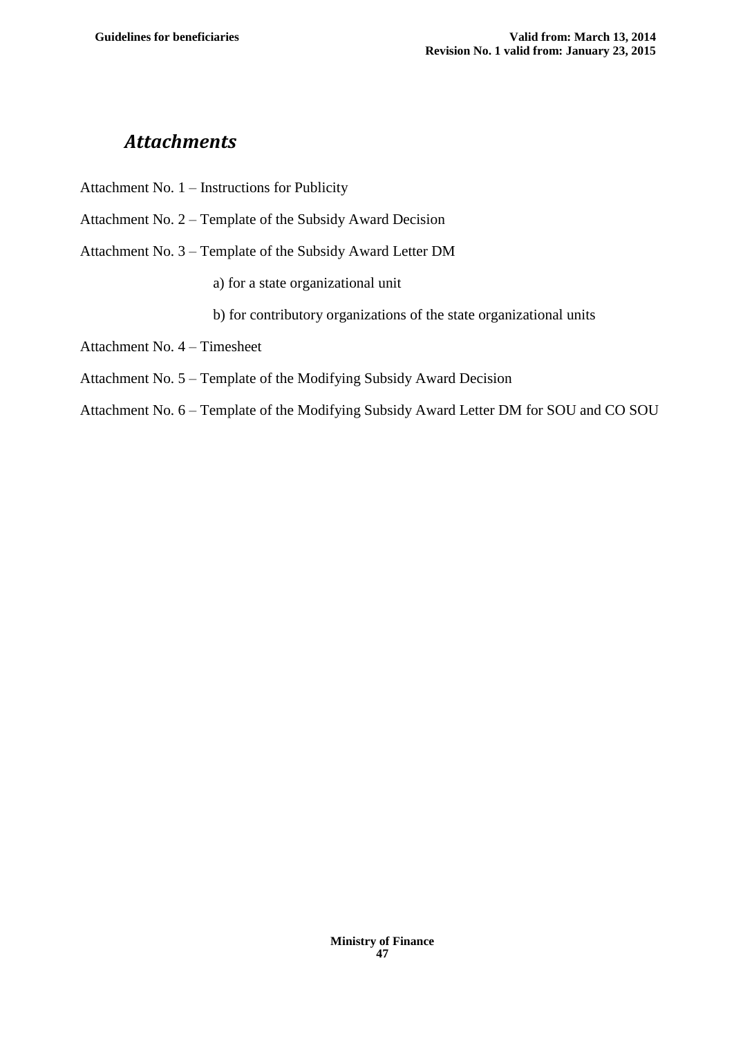## *Attachments*

Attachment No. 1 – Instructions for Publicity

Attachment No. 2 – Template of the Subsidy Award Decision

Attachment No. 3 – Template of the Subsidy Award Letter DM

a) for a state organizational unit

b) for contributory organizations of the state organizational units

Attachment No. 4 – Timesheet

Attachment No. 5 – Template of the Modifying Subsidy Award Decision

Attachment No. 6 – Template of the Modifying Subsidy Award Letter DM for SOU and CO SOU